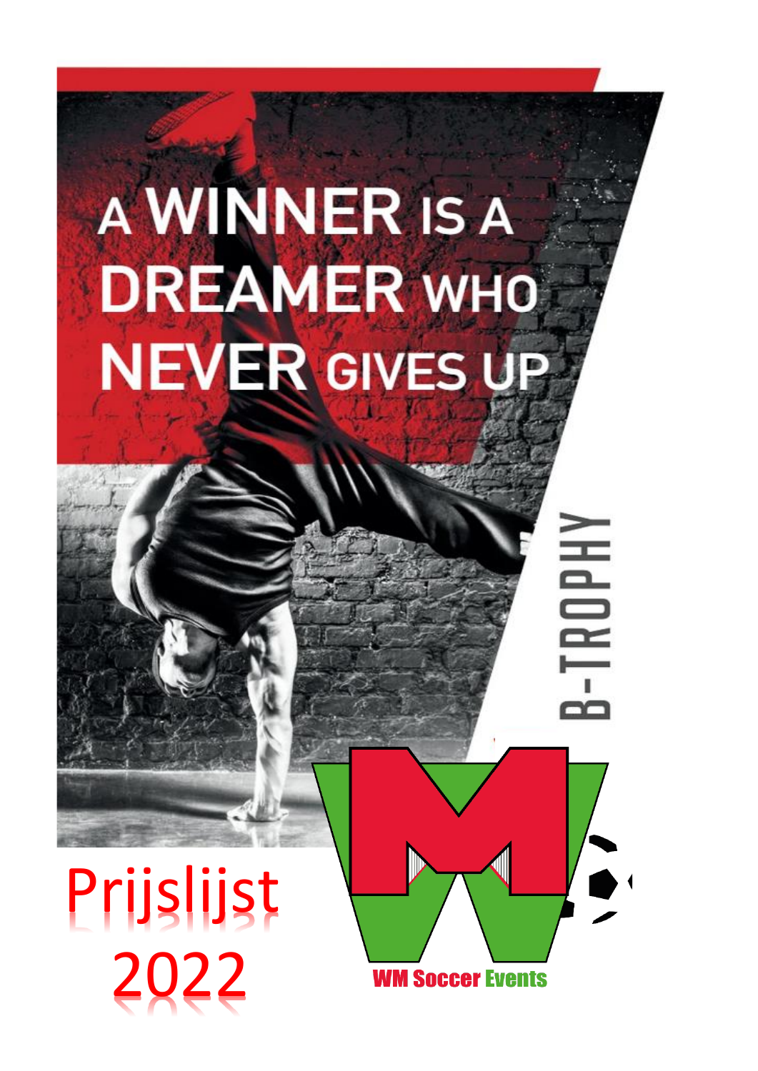A WINNER IS A DREAMER WHO NEVER GIVES UP

B-TROPHY

# Prijslijst 2022

WM Soccer Events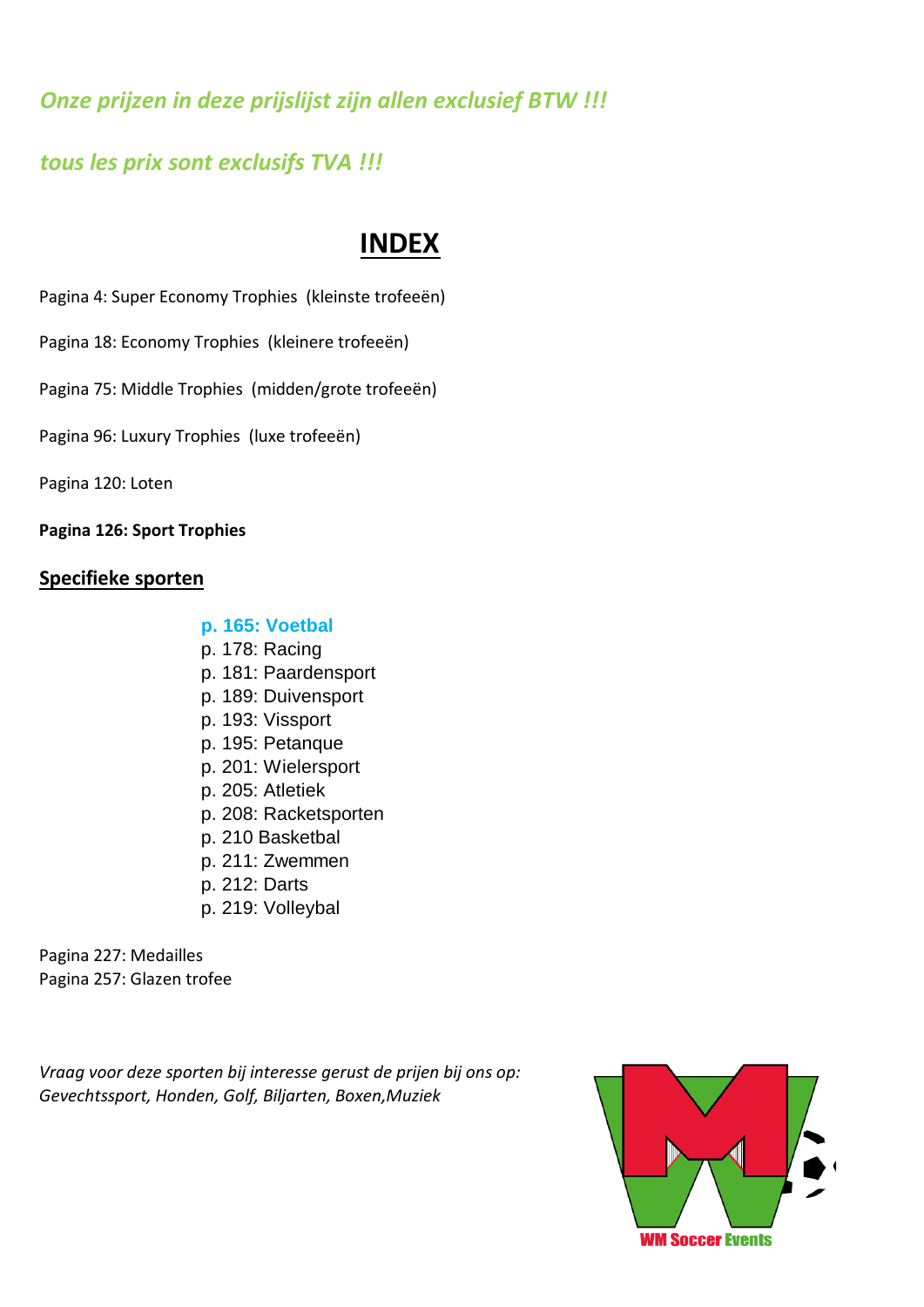*Onze prijzen in deze prijslijst zijn allen exclusief BTW !!!*

*tous les prix sont exclusifs TVA !!!*

# INDEX

Pagina 4: Super Economy Trophies (kleinste trofeeën)

Pagina 18: Economy Trophies (kleinere trofeeën)

Pagina 75: Middle Trophies (midden/grote trofeeën)

Pagina 96: Luxury Trophies (luxe trofeeën)

Pagina 120: Loten

**Pagina 126: Sport Trophies**

## Specifieke sporten

**p. 165: Voetbal**
p. 178: Racing
p. 181: Paardensport
p. 189: Duivensport
p. 193: Vissport
p. 195: Petanque
p. 201: Wielersport
p. 205: Atletiek
p. 208: Racketsporten
p. 210 Basketbal
p. 211: Zwemmen
p. 212: Darts
p. 219: Volleybal

Pagina 227: Medailles
Pagina 257: Glazen trofee

*Vraag voor deze sporten bij interesse gerust de prijen bij ons op: Gevechtssport, Honden, Golf, Biljarten, Boxen,Muziek*

WM Soccer Events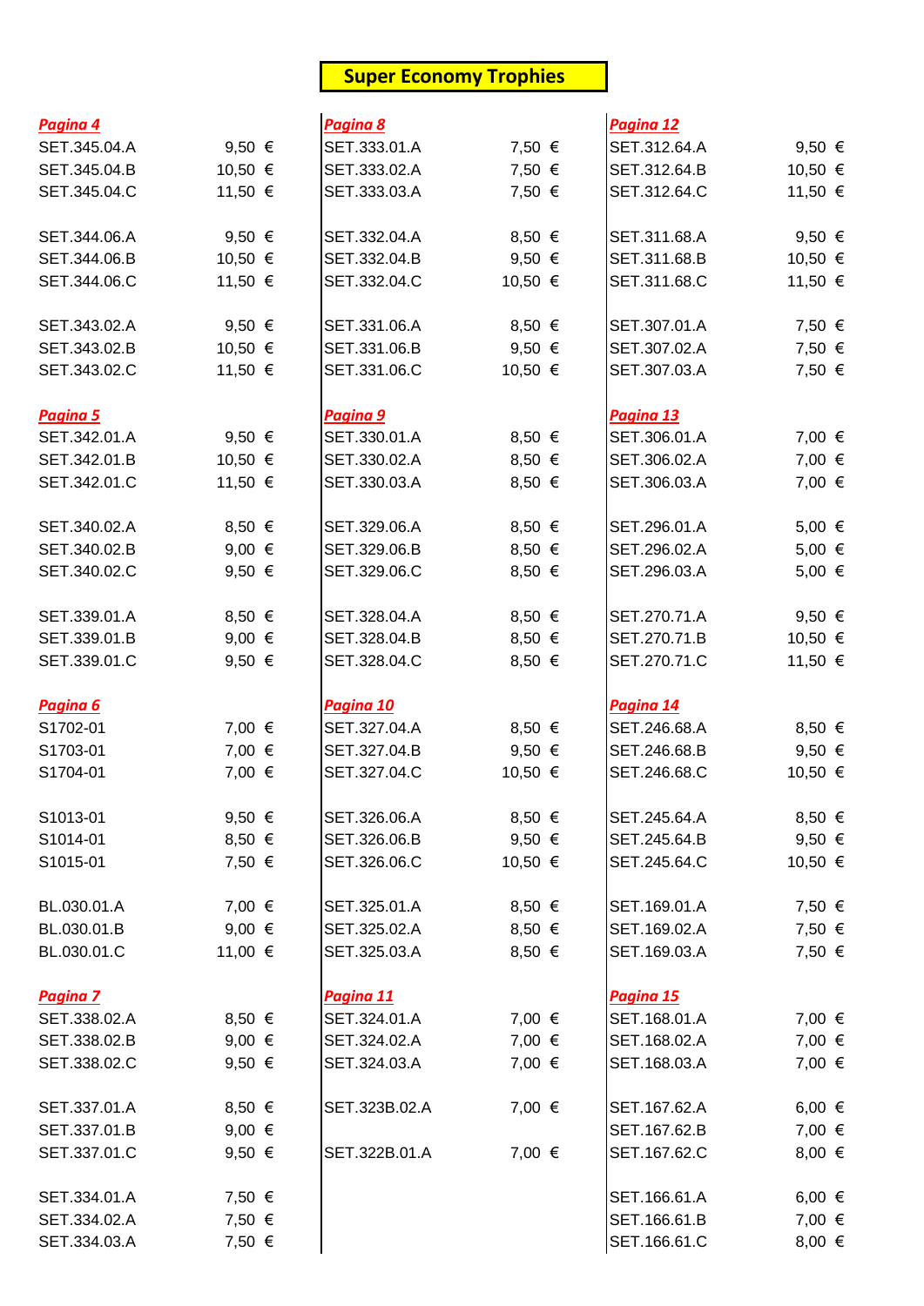# Super Economy Trophies

**Pagina 4**

| | |
|---|---|
| SET.345.04.A | 9,50 € |
| SET.345.04.B | 10,50 € |
| SET.345.04.C | 11,50 € |
| SET.344.06.A | 9,50 € |
| SET.344.06.B | 10,50 € |
| SET.344.06.C | 11,50 € |
| SET.343.02.A | 9,50 € |
| SET.343.02.B | 10,50 € |
| SET.343.02.C | 11,50 € |

**Pagina 5**

| | |
|---|---|
| SET.342.01.A | 9,50 € |
| SET.342.01.B | 10,50 € |
| SET.342.01.C | 11,50 € |
| SET.340.02.A | 8,50 € |
| SET.340.02.B | 9,00 € |
| SET.340.02.C | 9,50 € |
| SET.339.01.A | 8,50 € |
| SET.339.01.B | 9,00 € |
| SET.339.01.C | 9,50 € |

**Pagina 6**

| | |
|---|---|
| S1702-01 | 7,00 € |
| S1703-01 | 7,00 € |
| S1704-01 | 7,00 € |
| S1013-01 | 9,50 € |
| S1014-01 | 8,50 € |
| S1015-01 | 7,50 € |
| BL.030.01.A | 7,00 € |
| BL.030.01.B | 9,00 € |
| BL.030.01.C | 11,00 € |

**Pagina 7**

| | |
|---|---|
| SET.338.02.A | 8,50 € |
| SET.338.02.B | 9,00 € |
| SET.338.02.C | 9,50 € |
| SET.337.01.A | 8,50 € |
| SET.337.01.B | 9,00 € |
| SET.337.01.C | 9,50 € |
| SET.334.01.A | 7,50 € |
| SET.334.02.A | 7,50 € |
| SET.334.03.A | 7,50 € |

**Pagina 8**

| | |
|---|---|
| SET.333.01.A | 7,50 € |
| SET.333.02.A | 7,50 € |
| SET.333.03.A | 7,50 € |
| SET.332.04.A | 8,50 € |
| SET.332.04.B | 9,50 € |
| SET.332.04.C | 10,50 € |
| SET.331.06.A | 8,50 € |
| SET.331.06.B | 9,50 € |
| SET.331.06.C | 10,50 € |

**Pagina 9**

| | |
|---|---|
| SET.330.01.A | 8,50 € |
| SET.330.02.A | 8,50 € |
| SET.330.03.A | 8,50 € |
| SET.329.06.A | 8,50 € |
| SET.329.06.B | 8,50 € |
| SET.329.06.C | 8,50 € |
| SET.328.04.A | 8,50 € |
| SET.328.04.B | 8,50 € |
| SET.328.04.C | 8,50 € |

**Pagina 10**

| | |
|---|---|
| SET.327.04.A | 8,50 € |
| SET.327.04.B | 9,50 € |
| SET.327.04.C | 10,50 € |
| SET.326.06.A | 8,50 € |
| SET.326.06.B | 9,50 € |
| SET.326.06.C | 10,50 € |
| SET.325.01.A | 8,50 € |
| SET.325.02.A | 8,50 € |
| SET.325.03.A | 8,50 € |

**Pagina 11**

| | |
|---|---|
| SET.324.01.A | 7,00 € |
| SET.324.02.A | 7,00 € |
| SET.324.03.A | 7,00 € |
| SET.323B.02.A | 7,00 € |
| SET.322B.01.A | 7,00 € |

**Pagina 12**

| | |
|---|---|
| SET.312.64.A | 9,50 € |
| SET.312.64.B | 10,50 € |
| SET.312.64.C | 11,50 € |
| SET.311.68.A | 9,50 € |
| SET.311.68.B | 10,50 € |
| SET.311.68.C | 11,50 € |
| SET.307.01.A | 7,50 € |
| SET.307.02.A | 7,50 € |
| SET.307.03.A | 7,50 € |

**Pagina 13**

| | |
|---|---|
| SET.306.01.A | 7,00 € |
| SET.306.02.A | 7,00 € |
| SET.306.03.A | 7,00 € |
| SET.296.01.A | 5,00 € |
| SET.296.02.A | 5,00 € |
| SET.296.03.A | 5,00 € |
| SET.270.71.A | 9,50 € |
| SET.270.71.B | 10,50 € |
| SET.270.71.C | 11,50 € |

**Pagina 14**

| | |
|---|---|
| SET.246.68.A | 8,50 € |
| SET.246.68.B | 9,50 € |
| SET.246.68.C | 10,50 € |
| SET.245.64.A | 8,50 € |
| SET.245.64.B | 9,50 € |
| SET.245.64.C | 10,50 € |
| SET.169.01.A | 7,50 € |
| SET.169.02.A | 7,50 € |
| SET.169.03.A | 7,50 € |

**Pagina 15**

| | |
|---|---|
| SET.168.01.A | 7,00 € |
| SET.168.02.A | 7,00 € |
| SET.168.03.A | 7,00 € |
| SET.167.62.A | 6,00 € |
| SET.167.62.B | 7,00 € |
| SET.167.62.C | 8,00 € |
| SET.166.61.A | 6,00 € |
| SET.166.61.B | 7,00 € |
| SET.166.61.C | 8,00 € |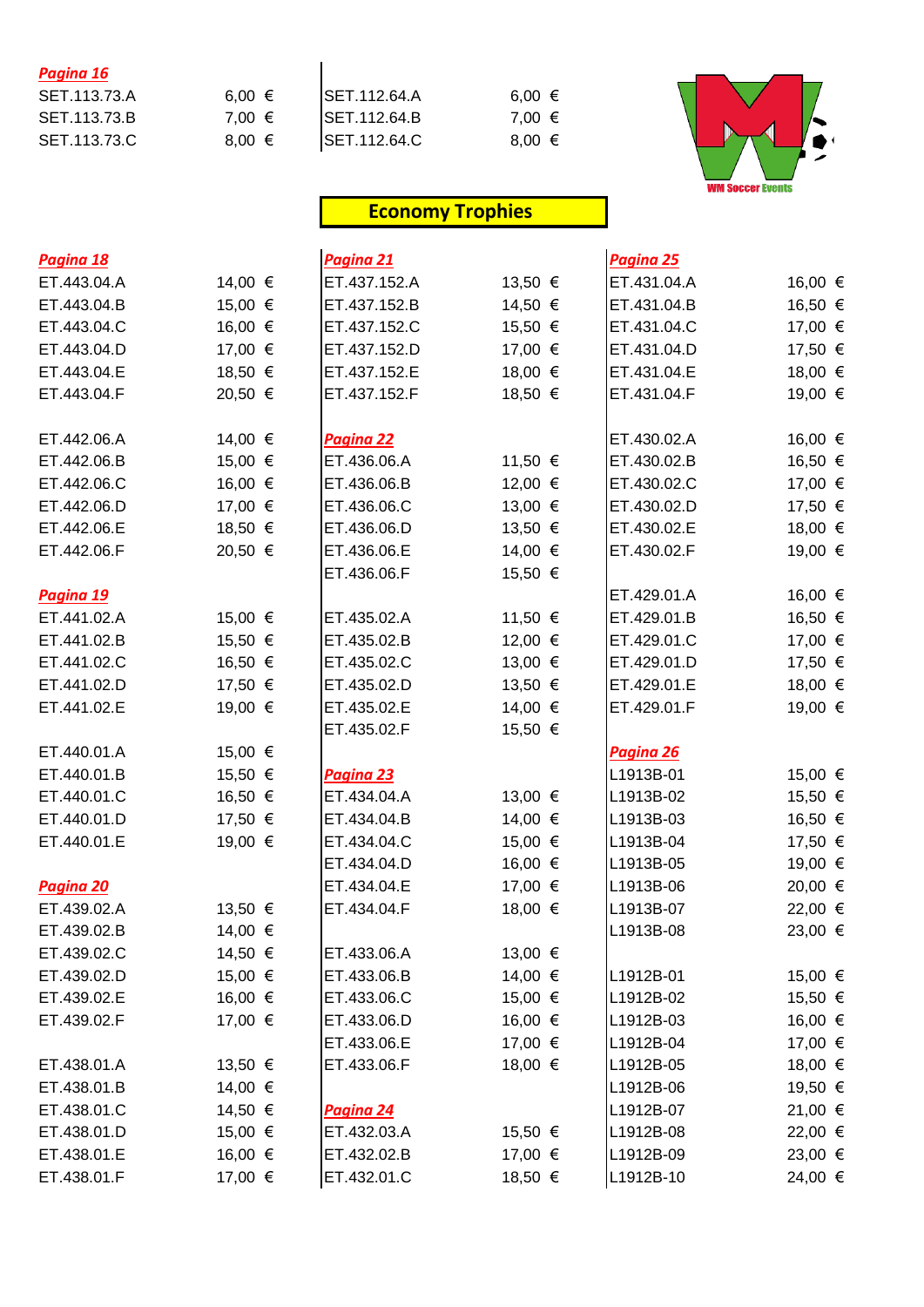**Pagina 16**

| | |
|---|---|
| SET.113.73.A | 6,00 € |
| SET.113.73.B | 7,00 € |
| SET.113.73.C | 8,00 € |

| | |
|---|---|
| SET.112.64.A | 6,00 € |
| SET.112.64.B | 7,00 € |
| SET.112.64.C | 8,00 € |

WM Soccer Events

## Economy Trophies

**Pagina 18**

| | |
|---|---|
| ET.443.04.A | 14,00 € |
| ET.443.04.B | 15,00 € |
| ET.443.04.C | 16,00 € |
| ET.443.04.D | 17,00 € |
| ET.443.04.E | 18,50 € |
| ET.443.04.F | 20,50 € |
| | |
| ET.442.06.A | 14,00 € |
| ET.442.06.B | 15,00 € |
| ET.442.06.C | 16,00 € |
| ET.442.06.D | 17,00 € |
| ET.442.06.E | 18,50 € |
| ET.442.06.F | 20,50 € |

**Pagina 19**

| | |
|---|---|
| ET.441.02.A | 15,00 € |
| ET.441.02.B | 15,50 € |
| ET.441.02.C | 16,50 € |
| ET.441.02.D | 17,50 € |
| ET.441.02.E | 19,00 € |
| | |
| ET.440.01.A | 15,00 € |
| ET.440.01.B | 15,50 € |
| ET.440.01.C | 16,50 € |
| ET.440.01.D | 17,50 € |
| ET.440.01.E | 19,00 € |

**Pagina 20**

| | |
|---|---|
| ET.439.02.A | 13,50 € |
| ET.439.02.B | 14,00 € |
| ET.439.02.C | 14,50 € |
| ET.439.02.D | 15,00 € |
| ET.439.02.E | 16,00 € |
| ET.439.02.F | 17,00 € |
| | |
| ET.438.01.A | 13,50 € |
| ET.438.01.B | 14,00 € |
| ET.438.01.C | 14,50 € |
| ET.438.01.D | 15,00 € |
| ET.438.01.E | 16,00 € |
| ET.438.01.F | 17,00 € |

**Pagina 21**

| | |
|---|---|
| ET.437.152.A | 13,50 € |
| ET.437.152.B | 14,50 € |
| ET.437.152.C | 15,50 € |
| ET.437.152.D | 17,00 € |
| ET.437.152.E | 18,00 € |
| ET.437.152.F | 18,50 € |

**Pagina 22**

| | |
|---|---|
| ET.436.06.A | 11,50 € |
| ET.436.06.B | 12,00 € |
| ET.436.06.C | 13,00 € |
| ET.436.06.D | 13,50 € |
| ET.436.06.E | 14,00 € |
| ET.436.06.F | 15,50 € |
| | |
| ET.435.02.A | 11,50 € |
| ET.435.02.B | 12,00 € |
| ET.435.02.C | 13,00 € |
| ET.435.02.D | 13,50 € |
| ET.435.02.E | 14,00 € |
| ET.435.02.F | 15,50 € |

**Pagina 23**

| | |
|---|---|
| ET.434.04.A | 13,00 € |
| ET.434.04.B | 14,00 € |
| ET.434.04.C | 15,00 € |
| ET.434.04.D | 16,00 € |
| ET.434.04.E | 17,00 € |
| ET.434.04.F | 18,00 € |
| | |
| ET.433.06.A | 13,00 € |
| ET.433.06.B | 14,00 € |
| ET.433.06.C | 15,00 € |
| ET.433.06.D | 16,00 € |
| ET.433.06.E | 17,00 € |
| ET.433.06.F | 18,00 € |

**Pagina 24**

| | |
|---|---|
| ET.432.03.A | 15,50 € |
| ET.432.02.B | 17,00 € |
| ET.432.01.C | 18,50 € |

**Pagina 25**

| | |
|---|---|
| ET.431.04.A | 16,00 € |
| ET.431.04.B | 16,50 € |
| ET.431.04.C | 17,00 € |
| ET.431.04.D | 17,50 € |
| ET.431.04.E | 18,00 € |
| ET.431.04.F | 19,00 € |
| | |
| ET.430.02.A | 16,00 € |
| ET.430.02.B | 16,50 € |
| ET.430.02.C | 17,00 € |
| ET.430.02.D | 17,50 € |
| ET.430.02.E | 18,00 € |
| ET.430.02.F | 19,00 € |
| | |
| ET.429.01.A | 16,00 € |
| ET.429.01.B | 16,50 € |
| ET.429.01.C | 17,00 € |
| ET.429.01.D | 17,50 € |
| ET.429.01.E | 18,00 € |
| ET.429.01.F | 19,00 € |

**Pagina 26**

| | |
|---|---|
| L1913B-01 | 15,00 € |
| L1913B-02 | 15,50 € |
| L1913B-03 | 16,50 € |
| L1913B-04 | 17,50 € |
| L1913B-05 | 19,00 € |
| L1913B-06 | 20,00 € |
| L1913B-07 | 22,00 € |
| L1913B-08 | 23,00 € |
| | |
| L1912B-01 | 15,00 € |
| L1912B-02 | 15,50 € |
| L1912B-03 | 16,00 € |
| L1912B-04 | 17,00 € |
| L1912B-05 | 18,00 € |
| L1912B-06 | 19,50 € |
| L1912B-07 | 21,00 € |
| L1912B-08 | 22,00 € |
| L1912B-09 | 23,00 € |
| L1912B-10 | 24,00 € |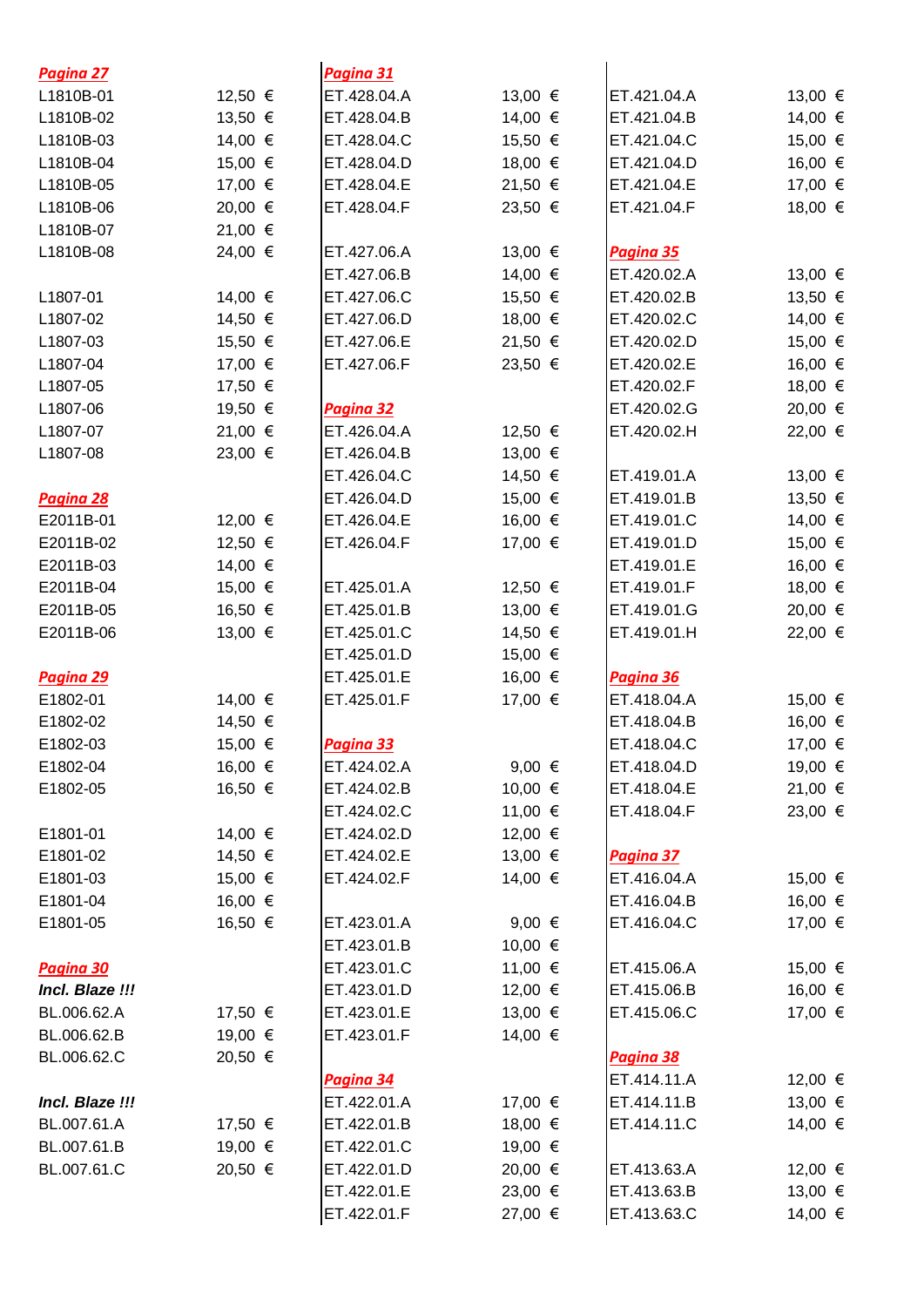***Pagina 27***

| | |
|---|---|
| L1810B-01 | 12,50 € |
| L1810B-02 | 13,50 € |
| L1810B-03 | 14,00 € |
| L1810B-04 | 15,00 € |
| L1810B-05 | 17,00 € |
| L1810B-06 | 20,00 € |
| L1810B-07 | 21,00 € |
| L1810B-08 | 24,00 € |
| | |
| L1807-01 | 14,00 € |
| L1807-02 | 14,50 € |
| L1807-03 | 15,50 € |
| L1807-04 | 17,00 € |
| L1807-05 | 17,50 € |
| L1807-06 | 19,50 € |
| L1807-07 | 21,00 € |
| L1807-08 | 23,00 € |

***Pagina 28***

| | |
|---|---|
| E2011B-01 | 12,00 € |
| E2011B-02 | 12,50 € |
| E2011B-03 | 14,00 € |
| E2011B-04 | 15,00 € |
| E2011B-05 | 16,50 € |
| E2011B-06 | 13,00 € |

***Pagina 29***

| | |
|---|---|
| E1802-01 | 14,00 € |
| E1802-02 | 14,50 € |
| E1802-03 | 15,00 € |
| E1802-04 | 16,00 € |
| E1802-05 | 16,50 € |
| | |
| E1801-01 | 14,00 € |
| E1801-02 | 14,50 € |
| E1801-03 | 15,00 € |
| E1801-04 | 16,00 € |
| E1801-05 | 16,50 € |

***Pagina 30***

***Incl. Blaze !!!***

| | |
|---|---|
| BL.006.62.A | 17,50 € |
| BL.006.62.B | 19,00 € |
| BL.006.62.C | 20,50 € |

***Incl. Blaze !!!***

| | |
|---|---|
| BL.007.61.A | 17,50 € |
| BL.007.61.B | 19,00 € |
| BL.007.61.C | 20,50 € |

***Pagina 31***

| | |
|---|---|
| ET.428.04.A | 13,00 € |
| ET.428.04.B | 14,00 € |
| ET.428.04.C | 15,50 € |
| ET.428.04.D | 18,00 € |
| ET.428.04.E | 21,50 € |
| ET.428.04.F | 23,50 € |
| | |
| ET.427.06.A | 13,00 € |
| ET.427.06.B | 14,00 € |
| ET.427.06.C | 15,50 € |
| ET.427.06.D | 18,00 € |
| ET.427.06.E | 21,50 € |
| ET.427.06.F | 23,50 € |

***Pagina 32***

| | |
|---|---|
| ET.426.04.A | 12,50 € |
| ET.426.04.B | 13,00 € |
| ET.426.04.C | 14,50 € |
| ET.426.04.D | 15,00 € |
| ET.426.04.E | 16,00 € |
| ET.426.04.F | 17,00 € |
| | |
| ET.425.01.A | 12,50 € |
| ET.425.01.B | 13,00 € |
| ET.425.01.C | 14,50 € |
| ET.425.01.D | 15,00 € |
| ET.425.01.E | 16,00 € |
| ET.425.01.F | 17,00 € |

***Pagina 33***

| | |
|---|---|
| ET.424.02.A | 9,00 € |
| ET.424.02.B | 10,00 € |
| ET.424.02.C | 11,00 € |
| ET.424.02.D | 12,00 € |
| ET.424.02.E | 13,00 € |
| ET.424.02.F | 14,00 € |
| | |
| ET.423.01.A | 9,00 € |
| ET.423.01.B | 10,00 € |
| ET.423.01.C | 11,00 € |
| ET.423.01.D | 12,00 € |
| ET.423.01.E | 13,00 € |
| ET.423.01.F | 14,00 € |

***Pagina 34***

| | |
|---|---|
| ET.422.01.A | 17,00 € |
| ET.422.01.B | 18,00 € |
| ET.422.01.C | 19,00 € |
| ET.422.01.D | 20,00 € |
| ET.422.01.E | 23,00 € |
| ET.422.01.F | 27,00 € |
| | |
| ET.421.04.A | 13,00 € |
| ET.421.04.B | 14,00 € |
| ET.421.04.C | 15,00 € |
| ET.421.04.D | 16,00 € |
| ET.421.04.E | 17,00 € |
| ET.421.04.F | 18,00 € |

***Pagina 35***

| | |
|---|---|
| ET.420.02.A | 13,00 € |
| ET.420.02.B | 13,50 € |
| ET.420.02.C | 14,00 € |
| ET.420.02.D | 15,00 € |
| ET.420.02.E | 16,00 € |
| ET.420.02.F | 18,00 € |
| ET.420.02.G | 20,00 € |
| ET.420.02.H | 22,00 € |
| | |
| ET.419.01.A | 13,00 € |
| ET.419.01.B | 13,50 € |
| ET.419.01.C | 14,00 € |
| ET.419.01.D | 15,00 € |
| ET.419.01.E | 16,00 € |
| ET.419.01.F | 18,00 € |
| ET.419.01.G | 20,00 € |
| ET.419.01.H | 22,00 € |

***Pagina 36***

| | |
|---|---|
| ET.418.04.A | 15,00 € |
| ET.418.04.B | 16,00 € |
| ET.418.04.C | 17,00 € |
| ET.418.04.D | 19,00 € |
| ET.418.04.E | 21,00 € |
| ET.418.04.F | 23,00 € |

***Pagina 37***

| | |
|---|---|
| ET.416.04.A | 15,00 € |
| ET.416.04.B | 16,00 € |
| ET.416.04.C | 17,00 € |
| | |
| ET.415.06.A | 15,00 € |
| ET.415.06.B | 16,00 € |
| ET.415.06.C | 17,00 € |

***Pagina 38***

| | |
|---|---|
| ET.414.11.A | 12,00 € |
| ET.414.11.B | 13,00 € |
| ET.414.11.C | 14,00 € |
| | |
| ET.413.63.A | 12,00 € |
| ET.413.63.B | 13,00 € |
| ET.413.63.C | 14,00 € |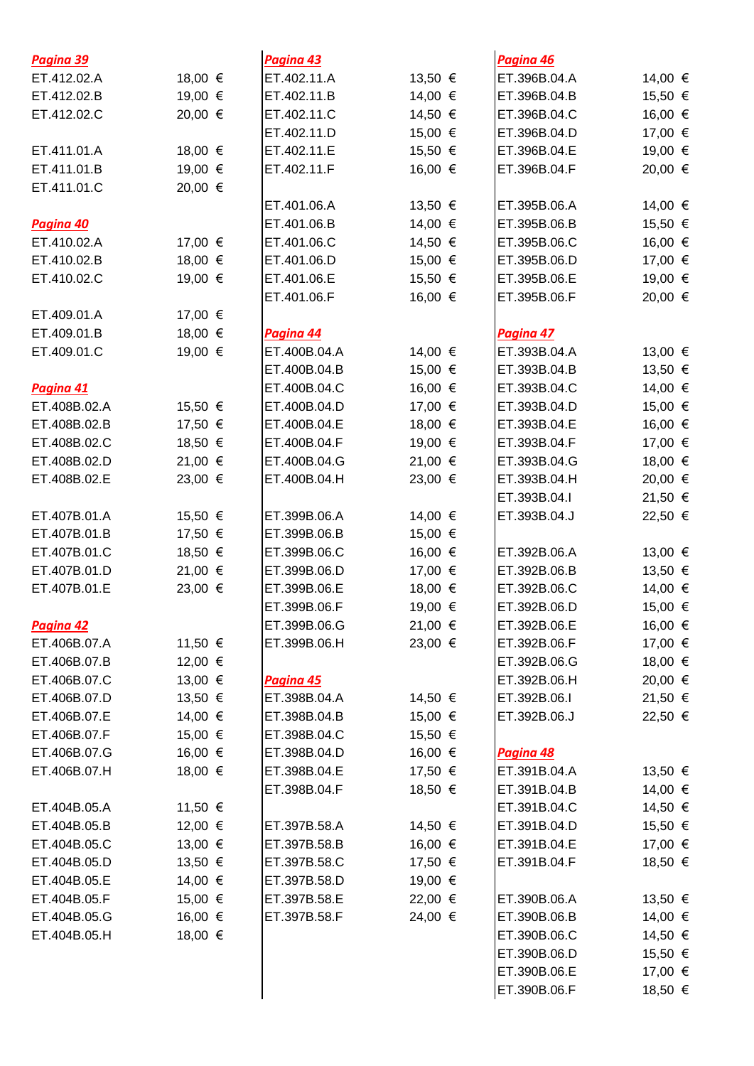***Pagina 39***

| | |
|---|---|
| ET.412.02.A | 18,00 € |
| ET.412.02.B | 19,00 € |
| ET.412.02.C | 20,00 € |

| | |
|---|---|
| ET.411.01.A | 18,00 € |
| ET.411.01.B | 19,00 € |
| ET.411.01.C | 20,00 € |

***Pagina 40***

| | |
|---|---|
| ET.410.02.A | 17,00 € |
| ET.410.02.B | 18,00 € |
| ET.410.02.C | 19,00 € |

| | |
|---|---|
| ET.409.01.A | 17,00 € |
| ET.409.01.B | 18,00 € |
| ET.409.01.C | 19,00 € |

***Pagina 41***

| | |
|---|---|
| ET.408B.02.A | 15,50 € |
| ET.408B.02.B | 17,50 € |
| ET.408B.02.C | 18,50 € |
| ET.408B.02.D | 21,00 € |
| ET.408B.02.E | 23,00 € |

| | |
|---|---|
| ET.407B.01.A | 15,50 € |
| ET.407B.01.B | 17,50 € |
| ET.407B.01.C | 18,50 € |
| ET.407B.01.D | 21,00 € |
| ET.407B.01.E | 23,00 € |

***Pagina 42***

| | |
|---|---|
| ET.406B.07.A | 11,50 € |
| ET.406B.07.B | 12,00 € |
| ET.406B.07.C | 13,00 € |
| ET.406B.07.D | 13,50 € |
| ET.406B.07.E | 14,00 € |
| ET.406B.07.F | 15,00 € |
| ET.406B.07.G | 16,00 € |
| ET.406B.07.H | 18,00 € |

| | |
|---|---|
| ET.404B.05.A | 11,50 € |
| ET.404B.05.B | 12,00 € |
| ET.404B.05.C | 13,00 € |
| ET.404B.05.D | 13,50 € |
| ET.404B.05.E | 14,00 € |
| ET.404B.05.F | 15,00 € |
| ET.404B.05.G | 16,00 € |
| ET.404B.05.H | 18,00 € |

***Pagina 43***

| | |
|---|---|
| ET.402.11.A | 13,50 € |
| ET.402.11.B | 14,00 € |
| ET.402.11.C | 14,50 € |
| ET.402.11.D | 15,00 € |
| ET.402.11.E | 15,50 € |
| ET.402.11.F | 16,00 € |

| | |
|---|---|
| ET.401.06.A | 13,50 € |
| ET.401.06.B | 14,00 € |
| ET.401.06.C | 14,50 € |
| ET.401.06.D | 15,00 € |
| ET.401.06.E | 15,50 € |
| ET.401.06.F | 16,00 € |

***Pagina 44***

| | |
|---|---|
| ET.400B.04.A | 14,00 € |
| ET.400B.04.B | 15,00 € |
| ET.400B.04.C | 16,00 € |
| ET.400B.04.D | 17,00 € |
| ET.400B.04.E | 18,00 € |
| ET.400B.04.F | 19,00 € |
| ET.400B.04.G | 21,00 € |
| ET.400B.04.H | 23,00 € |

| | |
|---|---|
| ET.399B.06.A | 14,00 € |
| ET.399B.06.B | 15,00 € |
| ET.399B.06.C | 16,00 € |
| ET.399B.06.D | 17,00 € |
| ET.399B.06.E | 18,00 € |
| ET.399B.06.F | 19,00 € |
| ET.399B.06.G | 21,00 € |
| ET.399B.06.H | 23,00 € |

***Pagina 45***

| | |
|---|---|
| ET.398B.04.A | 14,50 € |
| ET.398B.04.B | 15,00 € |
| ET.398B.04.C | 15,50 € |
| ET.398B.04.D | 16,00 € |
| ET.398B.04.E | 17,50 € |
| ET.398B.04.F | 18,50 € |

| | |
|---|---|
| ET.397B.58.A | 14,50 € |
| ET.397B.58.B | 16,00 € |
| ET.397B.58.C | 17,50 € |
| ET.397B.58.D | 19,00 € |
| ET.397B.58.E | 22,00 € |
| ET.397B.58.F | 24,00 € |

***Pagina 46***

| | |
|---|---|
| ET.396B.04.A | 14,00 € |
| ET.396B.04.B | 15,50 € |
| ET.396B.04.C | 16,00 € |
| ET.396B.04.D | 17,00 € |
| ET.396B.04.E | 19,00 € |
| ET.396B.04.F | 20,00 € |

| | |
|---|---|
| ET.395B.06.A | 14,00 € |
| ET.395B.06.B | 15,50 € |
| ET.395B.06.C | 16,00 € |
| ET.395B.06.D | 17,00 € |
| ET.395B.06.E | 19,00 € |
| ET.395B.06.F | 20,00 € |

***Pagina 47***

| | |
|---|---|
| ET.393B.04.A | 13,00 € |
| ET.393B.04.B | 13,50 € |
| ET.393B.04.C | 14,00 € |
| ET.393B.04.D | 15,00 € |
| ET.393B.04.E | 16,00 € |
| ET.393B.04.F | 17,00 € |
| ET.393B.04.G | 18,00 € |
| ET.393B.04.H | 20,00 € |
| ET.393B.04.I | 21,50 € |
| ET.393B.04.J | 22,50 € |

| | |
|---|---|
| ET.392B.06.A | 13,00 € |
| ET.392B.06.B | 13,50 € |
| ET.392B.06.C | 14,00 € |
| ET.392B.06.D | 15,00 € |
| ET.392B.06.E | 16,00 € |
| ET.392B.06.F | 17,00 € |
| ET.392B.06.G | 18,00 € |
| ET.392B.06.H | 20,00 € |
| ET.392B.06.I | 21,50 € |
| ET.392B.06.J | 22,50 € |

***Pagina 48***

| | |
|---|---|
| ET.391B.04.A | 13,50 € |
| ET.391B.04.B | 14,00 € |
| ET.391B.04.C | 14,50 € |
| ET.391B.04.D | 15,50 € |
| ET.391B.04.E | 17,00 € |
| ET.391B.04.F | 18,50 € |

| | |
|---|---|
| ET.390B.06.A | 13,50 € |
| ET.390B.06.B | 14,00 € |
| ET.390B.06.C | 14,50 € |
| ET.390B.06.D | 15,50 € |
| ET.390B.06.E | 17,00 € |
| ET.390B.06.F | 18,50 € |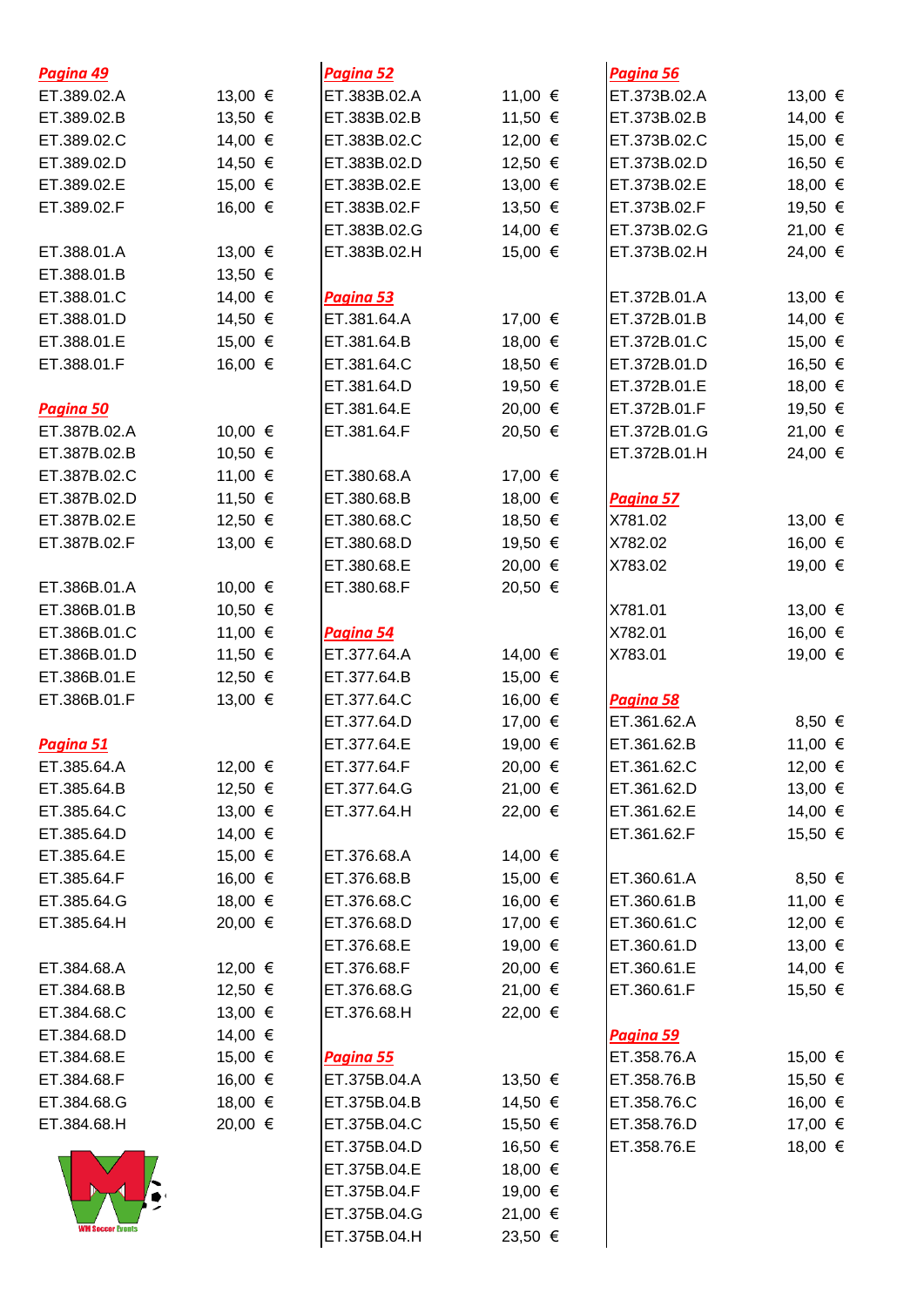### *Pagina 49*

| | |
|---|---|
| ET.389.02.A | 13,00 € |
| ET.389.02.B | 13,50 € |
| ET.389.02.C | 14,00 € |
| ET.389.02.D | 14,50 € |
| ET.389.02.E | 15,00 € |
| ET.389.02.F | 16,00 € |
| | |
| ET.388.01.A | 13,00 € |
| ET.388.01.B | 13,50 € |
| ET.388.01.C | 14,00 € |
| ET.388.01.D | 14,50 € |
| ET.388.01.E | 15,00 € |
| ET.388.01.F | 16,00 € |

### *Pagina 50*

| | |
|---|---|
| ET.387B.02.A | 10,00 € |
| ET.387B.02.B | 10,50 € |
| ET.387B.02.C | 11,00 € |
| ET.387B.02.D | 11,50 € |
| ET.387B.02.E | 12,50 € |
| ET.387B.02.F | 13,00 € |
| | |
| ET.386B.01.A | 10,00 € |
| ET.386B.01.B | 10,50 € |
| ET.386B.01.C | 11,00 € |
| ET.386B.01.D | 11,50 € |
| ET.386B.01.E | 12,50 € |
| ET.386B.01.F | 13,00 € |

### *Pagina 51*

| | |
|---|---|
| ET.385.64.A | 12,00 € |
| ET.385.64.B | 12,50 € |
| ET.385.64.C | 13,00 € |
| ET.385.64.D | 14,00 € |
| ET.385.64.E | 15,00 € |
| ET.385.64.F | 16,00 € |
| ET.385.64.G | 18,00 € |
| ET.385.64.H | 20,00 € |
| | |
| ET.384.68.A | 12,00 € |
| ET.384.68.B | 12,50 € |
| ET.384.68.C | 13,00 € |
| ET.384.68.D | 14,00 € |
| ET.384.68.E | 15,00 € |
| ET.384.68.F | 16,00 € |
| ET.384.68.G | 18,00 € |
| ET.384.68.H | 20,00 € |

WM Soccer Events

### *Pagina 52*

| | |
|---|---|
| ET.383B.02.A | 11,00 € |
| ET.383B.02.B | 11,50 € |
| ET.383B.02.C | 12,00 € |
| ET.383B.02.D | 12,50 € |
| ET.383B.02.E | 13,00 € |
| ET.383B.02.F | 13,50 € |
| ET.383B.02.G | 14,00 € |
| ET.383B.02.H | 15,00 € |

### *Pagina 53*

| | |
|---|---|
| ET.381.64.A | 17,00 € |
| ET.381.64.B | 18,00 € |
| ET.381.64.C | 18,50 € |
| ET.381.64.D | 19,50 € |
| ET.381.64.E | 20,00 € |
| ET.381.64.F | 20,50 € |
| | |
| ET.380.68.A | 17,00 € |
| ET.380.68.B | 18,00 € |
| ET.380.68.C | 18,50 € |
| ET.380.68.D | 19,50 € |
| ET.380.68.E | 20,00 € |
| ET.380.68.F | 20,50 € |

### *Pagina 54*

| | |
|---|---|
| ET.377.64.A | 14,00 € |
| ET.377.64.B | 15,00 € |
| ET.377.64.C | 16,00 € |
| ET.377.64.D | 17,00 € |
| ET.377.64.E | 19,00 € |
| ET.377.64.F | 20,00 € |
| ET.377.64.G | 21,00 € |
| ET.377.64.H | 22,00 € |
| | |
| ET.376.68.A | 14,00 € |
| ET.376.68.B | 15,00 € |
| ET.376.68.C | 16,00 € |
| ET.376.68.D | 17,00 € |
| ET.376.68.E | 19,00 € |
| ET.376.68.F | 20,00 € |
| ET.376.68.G | 21,00 € |
| ET.376.68.H | 22,00 € |

### *Pagina 55*

| | |
|---|---|
| ET.375B.04.A | 13,50 € |
| ET.375B.04.B | 14,50 € |
| ET.375B.04.C | 15,50 € |
| ET.375B.04.D | 16,50 € |
| ET.375B.04.E | 18,00 € |
| ET.375B.04.F | 19,00 € |
| ET.375B.04.G | 21,00 € |
| ET.375B.04.H | 23,50 € |

### *Pagina 56*

| | |
|---|---|
| ET.373B.02.A | 13,00 € |
| ET.373B.02.B | 14,00 € |
| ET.373B.02.C | 15,00 € |
| ET.373B.02.D | 16,50 € |
| ET.373B.02.E | 18,00 € |
| ET.373B.02.F | 19,50 € |
| ET.373B.02.G | 21,00 € |
| ET.373B.02.H | 24,00 € |
| | |
| ET.372B.01.A | 13,00 € |
| ET.372B.01.B | 14,00 € |
| ET.372B.01.C | 15,00 € |
| ET.372B.01.D | 16,50 € |
| ET.372B.01.E | 18,00 € |
| ET.372B.01.F | 19,50 € |
| ET.372B.01.G | 21,00 € |
| ET.372B.01.H | 24,00 € |

### *Pagina 57*

| | |
|---|---|
| X781.02 | 13,00 € |
| X782.02 | 16,00 € |
| X783.02 | 19,00 € |
| | |
| X781.01 | 13,00 € |
| X782.01 | 16,00 € |
| X783.01 | 19,00 € |

### *Pagina 58*

| | |
|---|---|
| ET.361.62.A | 8,50 € |
| ET.361.62.B | 11,00 € |
| ET.361.62.C | 12,00 € |
| ET.361.62.D | 13,00 € |
| ET.361.62.E | 14,00 € |
| ET.361.62.F | 15,50 € |
| | |
| ET.360.61.A | 8,50 € |
| ET.360.61.B | 11,00 € |
| ET.360.61.C | 12,00 € |
| ET.360.61.D | 13,00 € |
| ET.360.61.E | 14,00 € |
| ET.360.61.F | 15,50 € |

### *Pagina 59*

| | |
|---|---|
| ET.358.76.A | 15,00 € |
| ET.358.76.B | 15,50 € |
| ET.358.76.C | 16,00 € |
| ET.358.76.D | 17,00 € |
| ET.358.76.E | 18,00 € |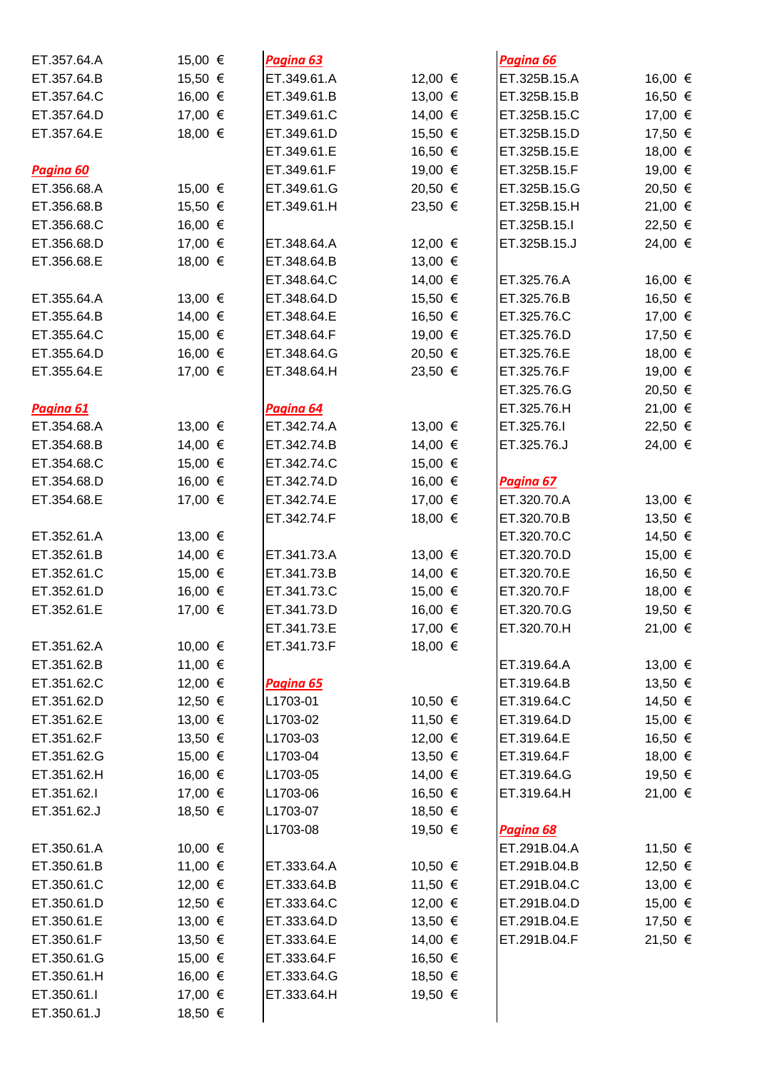| | |
|---|---|
| ET.357.64.A | 15,00 € |
| ET.357.64.B | 15,50 € |
| ET.357.64.C | 16,00 € |
| ET.357.64.D | 17,00 € |
| ET.357.64.E | 18,00 € |

***Pagina 60***

| | |
|---|---|
| ET.356.68.A | 15,00 € |
| ET.356.68.B | 15,50 € |
| ET.356.68.C | 16,00 € |
| ET.356.68.D | 17,00 € |
| ET.356.68.E | 18,00 € |
| | |
| ET.355.64.A | 13,00 € |
| ET.355.64.B | 14,00 € |
| ET.355.64.C | 15,00 € |
| ET.355.64.D | 16,00 € |
| ET.355.64.E | 17,00 € |

***Pagina 61***

| | |
|---|---|
| ET.354.68.A | 13,00 € |
| ET.354.68.B | 14,00 € |
| ET.354.68.C | 15,00 € |
| ET.354.68.D | 16,00 € |
| ET.354.68.E | 17,00 € |
| | |
| ET.352.61.A | 13,00 € |
| ET.352.61.B | 14,00 € |
| ET.352.61.C | 15,00 € |
| ET.352.61.D | 16,00 € |
| ET.352.61.E | 17,00 € |
| | |
| ET.351.62.A | 10,00 € |
| ET.351.62.B | 11,00 € |
| ET.351.62.C | 12,00 € |
| ET.351.62.D | 12,50 € |
| ET.351.62.E | 13,00 € |
| ET.351.62.F | 13,50 € |
| ET.351.62.G | 15,00 € |
| ET.351.62.H | 16,00 € |
| ET.351.62.I | 17,00 € |
| ET.351.62.J | 18,50 € |
| | |
| ET.350.61.A | 10,00 € |
| ET.350.61.B | 11,00 € |
| ET.350.61.C | 12,00 € |
| ET.350.61.D | 12,50 € |
| ET.350.61.E | 13,00 € |
| ET.350.61.F | 13,50 € |
| ET.350.61.G | 15,00 € |
| ET.350.61.H | 16,00 € |
| ET.350.61.I | 17,00 € |
| ET.350.61.J | 18,50 € |

***Pagina 63***

| | |
|---|---|
| ET.349.61.A | 12,00 € |
| ET.349.61.B | 13,00 € |
| ET.349.61.C | 14,00 € |
| ET.349.61.D | 15,50 € |
| ET.349.61.E | 16,50 € |
| ET.349.61.F | 19,00 € |
| ET.349.61.G | 20,50 € |
| ET.349.61.H | 23,50 € |
| | |
| ET.348.64.A | 12,00 € |
| ET.348.64.B | 13,00 € |
| ET.348.64.C | 14,00 € |
| ET.348.64.D | 15,50 € |
| ET.348.64.E | 16,50 € |
| ET.348.64.F | 19,00 € |
| ET.348.64.G | 20,50 € |
| ET.348.64.H | 23,50 € |

***Pagina 64***

| | |
|---|---|
| ET.342.74.A | 13,00 € |
| ET.342.74.B | 14,00 € |
| ET.342.74.C | 15,00 € |
| ET.342.74.D | 16,00 € |
| ET.342.74.E | 17,00 € |
| ET.342.74.F | 18,00 € |
| | |
| ET.341.73.A | 13,00 € |
| ET.341.73.B | 14,00 € |
| ET.341.73.C | 15,00 € |
| ET.341.73.D | 16,00 € |
| ET.341.73.E | 17,00 € |
| ET.341.73.F | 18,00 € |

***Pagina 65***

| | |
|---|---|
| L1703-01 | 10,50 € |
| L1703-02 | 11,50 € |
| L1703-03 | 12,00 € |
| L1703-04 | 13,50 € |
| L1703-05 | 14,00 € |
| L1703-06 | 16,50 € |
| L1703-07 | 18,50 € |
| L1703-08 | 19,50 € |
| | |
| ET.333.64.A | 10,50 € |
| ET.333.64.B | 11,50 € |
| ET.333.64.C | 12,00 € |
| ET.333.64.D | 13,50 € |
| ET.333.64.E | 14,00 € |
| ET.333.64.F | 16,50 € |
| ET.333.64.G | 18,50 € |
| ET.333.64.H | 19,50 € |

***Pagina 66***

| | |
|---|---|
| ET.325B.15.A | 16,00 € |
| ET.325B.15.B | 16,50 € |
| ET.325B.15.C | 17,00 € |
| ET.325B.15.D | 17,50 € |
| ET.325B.15.E | 18,00 € |
| ET.325B.15.F | 19,00 € |
| ET.325B.15.G | 20,50 € |
| ET.325B.15.H | 21,00 € |
| ET.325B.15.I | 22,50 € |
| ET.325B.15.J | 24,00 € |
| | |
| ET.325.76.A | 16,00 € |
| ET.325.76.B | 16,50 € |
| ET.325.76.C | 17,00 € |
| ET.325.76.D | 17,50 € |
| ET.325.76.E | 18,00 € |
| ET.325.76.F | 19,00 € |
| ET.325.76.G | 20,50 € |
| ET.325.76.H | 21,00 € |
| ET.325.76.I | 22,50 € |
| ET.325.76.J | 24,00 € |

***Pagina 67***

| | |
|---|---|
| ET.320.70.A | 13,00 € |
| ET.320.70.B | 13,50 € |
| ET.320.70.C | 14,50 € |
| ET.320.70.D | 15,00 € |
| ET.320.70.E | 16,50 € |
| ET.320.70.F | 18,00 € |
| ET.320.70.G | 19,50 € |
| ET.320.70.H | 21,00 € |
| | |
| ET.319.64.A | 13,00 € |
| ET.319.64.B | 13,50 € |
| ET.319.64.C | 14,50 € |
| ET.319.64.D | 15,00 € |
| ET.319.64.E | 16,50 € |
| ET.319.64.F | 18,00 € |
| ET.319.64.G | 19,50 € |
| ET.319.64.H | 21,00 € |

***Pagina 68***

| | |
|---|---|
| ET.291B.04.A | 11,50 € |
| ET.291B.04.B | 12,50 € |
| ET.291B.04.C | 13,00 € |
| ET.291B.04.D | 15,00 € |
| ET.291B.04.E | 17,50 € |
| ET.291B.04.F | 21,50 € |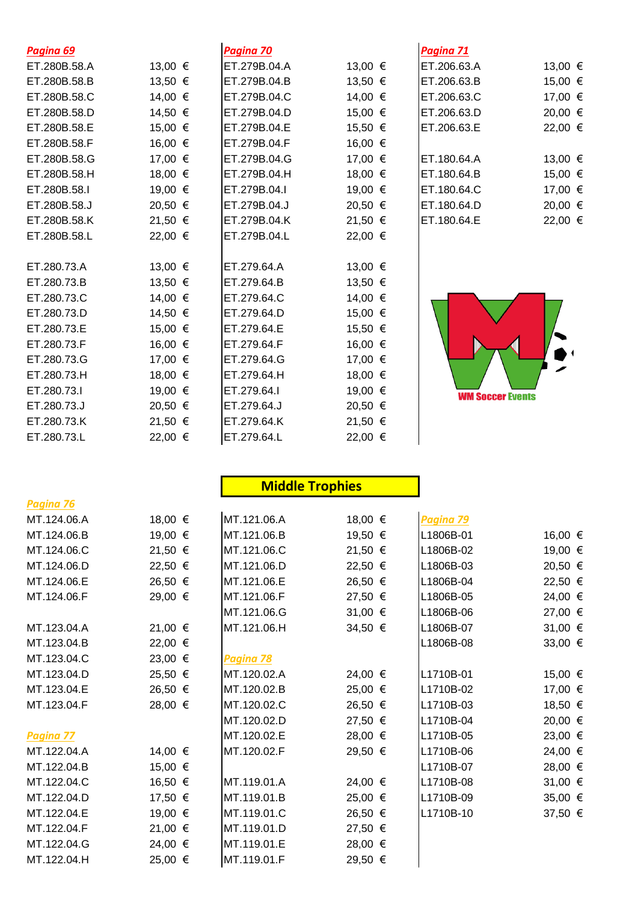## Pagina 69

| | |
|---|---|
| ET.280B.58.A | 13,00 € |
| ET.280B.58.B | 13,50 € |
| ET.280B.58.C | 14,00 € |
| ET.280B.58.D | 14,50 € |
| ET.280B.58.E | 15,00 € |
| ET.280B.58.F | 16,00 € |
| ET.280B.58.G | 17,00 € |
| ET.280B.58.H | 18,00 € |
| ET.280B.58.I | 19,00 € |
| ET.280B.58.J | 20,50 € |
| ET.280B.58.K | 21,50 € |
| ET.280B.58.L | 22,00 € |
| | |
| ET.280.73.A | 13,00 € |
| ET.280.73.B | 13,50 € |
| ET.280.73.C | 14,00 € |
| ET.280.73.D | 14,50 € |
| ET.280.73.E | 15,00 € |
| ET.280.73.F | 16,00 € |
| ET.280.73.G | 17,00 € |
| ET.280.73.H | 18,00 € |
| ET.280.73.I | 19,00 € |
| ET.280.73.J | 20,50 € |
| ET.280.73.K | 21,50 € |
| ET.280.73.L | 22,00 € |

## Pagina 70

| | |
|---|---|
| ET.279B.04.A | 13,00 € |
| ET.279B.04.B | 13,50 € |
| ET.279B.04.C | 14,00 € |
| ET.279B.04.D | 15,00 € |
| ET.279B.04.E | 15,50 € |
| ET.279B.04.F | 16,00 € |
| ET.279B.04.G | 17,00 € |
| ET.279B.04.H | 18,00 € |
| ET.279B.04.I | 19,00 € |
| ET.279B.04.J | 20,50 € |
| ET.279B.04.K | 21,50 € |
| ET.279B.04.L | 22,00 € |
| | |
| ET.279.64.A | 13,00 € |
| ET.279.64.B | 13,50 € |
| ET.279.64.C | 14,00 € |
| ET.279.64.D | 15,00 € |
| ET.279.64.E | 15,50 € |
| ET.279.64.F | 16,00 € |
| ET.279.64.G | 17,00 € |
| ET.279.64.H | 18,00 € |
| ET.279.64.I | 19,00 € |
| ET.279.64.J | 20,50 € |
| ET.279.64.K | 21,50 € |
| ET.279.64.L | 22,00 € |

## Pagina 71

| | |
|---|---|
| ET.206.63.A | 13,00 € |
| ET.206.63.B | 15,00 € |
| ET.206.63.C | 17,00 € |
| ET.206.63.D | 20,00 € |
| ET.206.63.E | 22,00 € |
| | |
| ET.180.64.A | 13,00 € |
| ET.180.64.B | 15,00 € |
| ET.180.64.C | 17,00 € |
| ET.180.64.D | 20,00 € |
| ET.180.64.E | 22,00 € |

WM Soccer Events

# Middle Trophies

## Pagina 76

| | |
|---|---|
| MT.124.06.A | 18,00 € |
| MT.124.06.B | 19,00 € |
| MT.124.06.C | 21,50 € |
| MT.124.06.D | 22,50 € |
| MT.124.06.E | 26,50 € |
| MT.124.06.F | 29,00 € |
| | |
| MT.123.04.A | 21,00 € |
| MT.123.04.B | 22,00 € |
| MT.123.04.C | 23,00 € |
| MT.123.04.D | 25,50 € |
| MT.123.04.E | 26,50 € |
| MT.123.04.F | 28,00 € |

| | |
|---|---|
| MT.121.06.A | 18,00 € |
| MT.121.06.B | 19,50 € |
| MT.121.06.C | 21,50 € |
| MT.121.06.D | 22,50 € |
| MT.121.06.E | 26,50 € |
| MT.121.06.F | 27,50 € |
| MT.121.06.G | 31,00 € |
| MT.121.06.H | 34,50 € |

## Pagina 77

| | |
|---|---|
| MT.122.04.A | 14,00 € |
| MT.122.04.B | 15,00 € |
| MT.122.04.C | 16,50 € |
| MT.122.04.D | 17,50 € |
| MT.122.04.E | 19,00 € |
| MT.122.04.F | 21,00 € |
| MT.122.04.G | 24,00 € |
| MT.122.04.H | 25,00 € |

## Pagina 78

| | |
|---|---|
| MT.120.02.A | 24,00 € |
| MT.120.02.B | 25,00 € |
| MT.120.02.C | 26,50 € |
| MT.120.02.D | 27,50 € |
| MT.120.02.E | 28,00 € |
| MT.120.02.F | 29,50 € |
| | |
| MT.119.01.A | 24,00 € |
| MT.119.01.B | 25,00 € |
| MT.119.01.C | 26,50 € |
| MT.119.01.D | 27,50 € |
| MT.119.01.E | 28,00 € |
| MT.119.01.F | 29,50 € |

## Pagina 79

| | |
|---|---|
| L1806B-01 | 16,00 € |
| L1806B-02 | 19,00 € |
| L1806B-03 | 20,50 € |
| L1806B-04 | 22,50 € |
| L1806B-05 | 24,00 € |
| L1806B-06 | 27,00 € |
| L1806B-07 | 31,00 € |
| L1806B-08 | 33,00 € |
| | |
| L1710B-01 | 15,00 € |
| L1710B-02 | 17,00 € |
| L1710B-03 | 18,50 € |
| L1710B-04 | 20,00 € |
| L1710B-05 | 23,00 € |
| L1710B-06 | 24,00 € |
| L1710B-07 | 28,00 € |
| L1710B-08 | 31,00 € |
| L1710B-09 | 35,00 € |
| L1710B-10 | 37,50 € |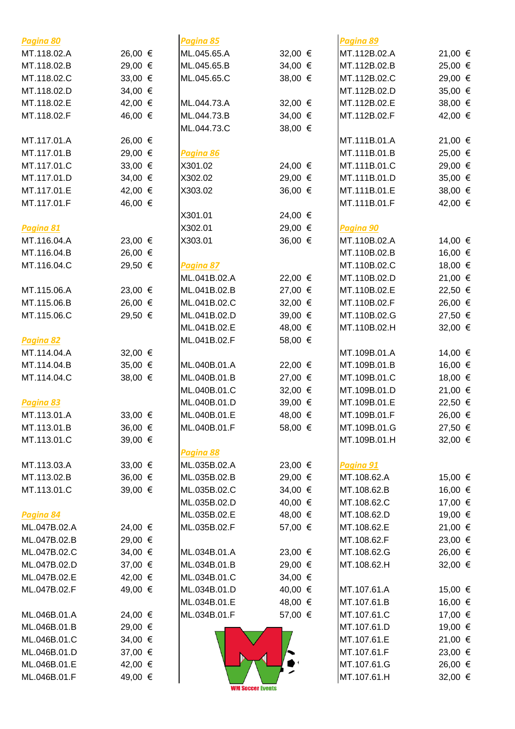*Pagina 80*

| | |
|---|---|
| MT.118.02.A | 26,00 € |
| MT.118.02.B | 29,00 € |
| MT.118.02.C | 33,00 € |
| MT.118.02.D | 34,00 € |
| MT.118.02.E | 42,00 € |
| MT.118.02.F | 46,00 € |
| | |
| MT.117.01.A | 26,00 € |
| MT.117.01.B | 29,00 € |
| MT.117.01.C | 33,00 € |
| MT.117.01.D | 34,00 € |
| MT.117.01.E | 42,00 € |
| MT.117.01.F | 46,00 € |

*Pagina 81*

| | |
|---|---|
| MT.116.04.A | 23,00 € |
| MT.116.04.B | 26,00 € |
| MT.116.04.C | 29,50 € |
| | |
| MT.115.06.A | 23,00 € |
| MT.115.06.B | 26,00 € |
| MT.115.06.C | 29,50 € |

*Pagina 82*

| | |
|---|---|
| MT.114.04.A | 32,00 € |
| MT.114.04.B | 35,00 € |
| MT.114.04.C | 38,00 € |

*Pagina 83*

| | |
|---|---|
| MT.113.01.A | 33,00 € |
| MT.113.01.B | 36,00 € |
| MT.113.01.C | 39,00 € |
| | |
| MT.113.03.A | 33,00 € |
| MT.113.02.B | 36,00 € |
| MT.113.01.C | 39,00 € |

*Pagina 84*

| | |
|---|---|
| ML.047B.02.A | 24,00 € |
| ML.047B.02.B | 29,00 € |
| ML.047B.02.C | 34,00 € |
| ML.047B.02.D | 37,00 € |
| ML.047B.02.E | 42,00 € |
| ML.047B.02.F | 49,00 € |
| | |
| ML.046B.01.A | 24,00 € |
| ML.046B.01.B | 29,00 € |
| ML.046B.01.C | 34,00 € |
| ML.046B.01.D | 37,00 € |
| ML.046B.01.E | 42,00 € |
| ML.046B.01.F | 49,00 € |

*Pagina 85*

| | |
|---|---|
| ML.045.65.A | 32,00 € |
| ML.045.65.B | 34,00 € |
| ML.045.65.C | 38,00 € |
| | |
| ML.044.73.A | 32,00 € |
| ML.044.73.B | 34,00 € |
| ML.044.73.C | 38,00 € |

*Pagina 86*

| | |
|---|---|
| X301.02 | 24,00 € |
| X302.02 | 29,00 € |
| X303.02 | 36,00 € |
| | |
| X301.01 | 24,00 € |
| X302.01 | 29,00 € |
| X303.01 | 36,00 € |

*Pagina 87*

| | |
|---|---|
| ML.041B.02.A | 22,00 € |
| ML.041B.02.B | 27,00 € |
| ML.041B.02.C | 32,00 € |
| ML.041B.02.D | 39,00 € |
| ML.041B.02.E | 48,00 € |
| ML.041B.02.F | 58,00 € |
| | |
| ML.040B.01.A | 22,00 € |
| ML.040B.01.B | 27,00 € |
| ML.040B.01.C | 32,00 € |
| ML.040B.01.D | 39,00 € |
| ML.040B.01.E | 48,00 € |
| ML.040B.01.F | 58,00 € |

*Pagina 88*

| | |
|---|---|
| ML.035B.02.A | 23,00 € |
| ML.035B.02.B | 29,00 € |
| ML.035B.02.C | 34,00 € |
| ML.035B.02.D | 40,00 € |
| ML.035B.02.E | 48,00 € |
| ML.035B.02.F | 57,00 € |
| | |
| ML.034B.01.A | 23,00 € |
| ML.034B.01.B | 29,00 € |
| ML.034B.01.C | 34,00 € |
| ML.034B.01.D | 40,00 € |
| ML.034B.01.E | 48,00 € |
| ML.034B.01.F | 57,00 € |

WM Soccer Events

*Pagina 89*

| | |
|---|---|
| MT.112B.02.A | 21,00 € |
| MT.112B.02.B | 25,00 € |
| MT.112B.02.C | 29,00 € |
| MT.112B.02.D | 35,00 € |
| MT.112B.02.E | 38,00 € |
| MT.112B.02.F | 42,00 € |
| | |
| MT.111B.01.A | 21,00 € |
| MT.111B.01.B | 25,00 € |
| MT.111B.01.C | 29,00 € |
| MT.111B.01.D | 35,00 € |
| MT.111B.01.E | 38,00 € |
| MT.111B.01.F | 42,00 € |

*Pagina 90*

| | |
|---|---|
| MT.110B.02.A | 14,00 € |
| MT.110B.02.B | 16,00 € |
| MT.110B.02.C | 18,00 € |
| MT.110B.02.D | 21,00 € |
| MT.110B.02.E | 22,50 € |
| MT.110B.02.F | 26,00 € |
| MT.110B.02.G | 27,50 € |
| MT.110B.02.H | 32,00 € |
| | |
| MT.109B.01.A | 14,00 € |
| MT.109B.01.B | 16,00 € |
| MT.109B.01.C | 18,00 € |
| MT.109B.01.D | 21,00 € |
| MT.109B.01.E | 22,50 € |
| MT.109B.01.F | 26,00 € |
| MT.109B.01.G | 27,50 € |
| MT.109B.01.H | 32,00 € |

*Pagina 91*

| | |
|---|---|
| MT.108.62.A | 15,00 € |
| MT.108.62.B | 16,00 € |
| MT.108.62.C | 17,00 € |
| MT.108.62.D | 19,00 € |
| MT.108.62.E | 21,00 € |
| MT.108.62.F | 23,00 € |
| MT.108.62.G | 26,00 € |
| MT.108.62.H | 32,00 € |
| | |
| MT.107.61.A | 15,00 € |
| MT.107.61.B | 16,00 € |
| MT.107.61.C | 17,00 € |
| MT.107.61.D | 19,00 € |
| MT.107.61.E | 21,00 € |
| MT.107.61.F | 23,00 € |
| MT.107.61.G | 26,00 € |
| MT.107.61.H | 32,00 € |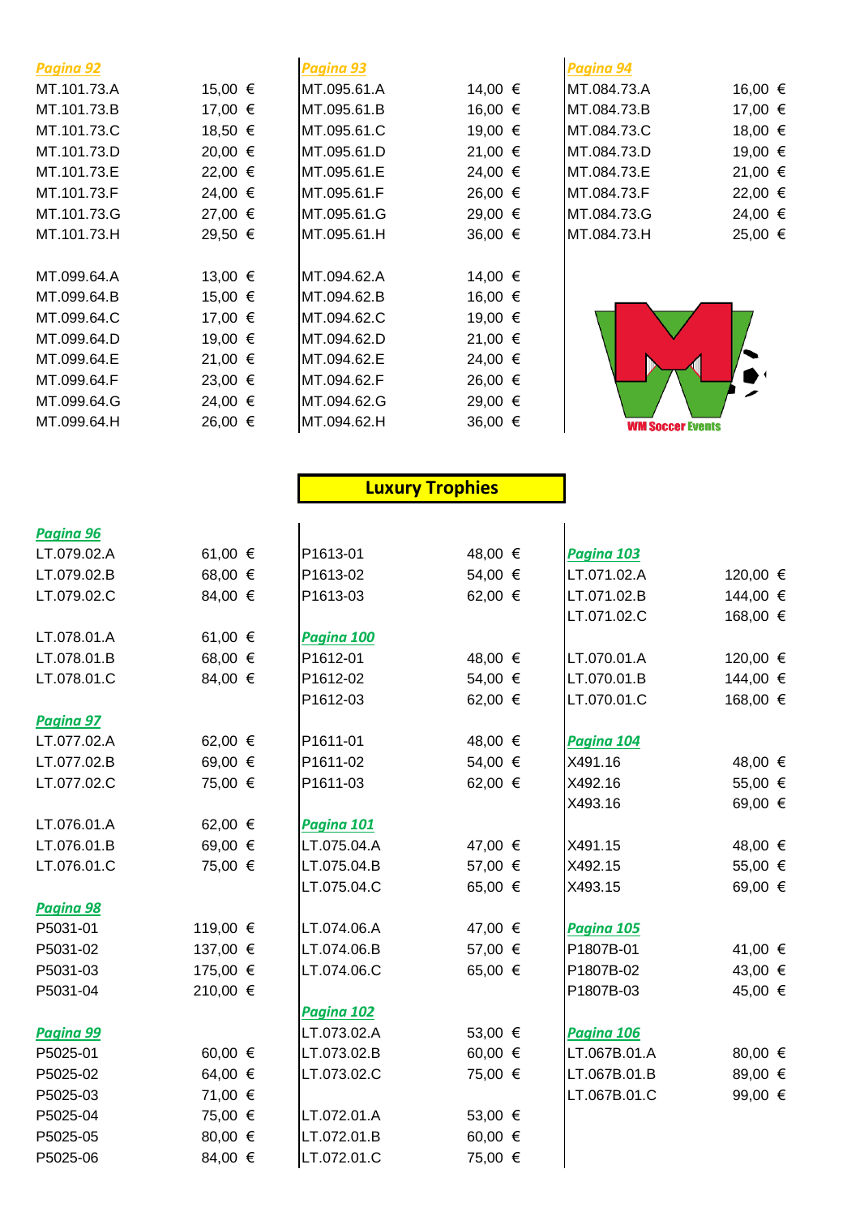**Pagina 92**

| | |
|---|---|
| MT.101.73.A | 15,00 € |
| MT.101.73.B | 17,00 € |
| MT.101.73.C | 18,50 € |
| MT.101.73.D | 20,00 € |
| MT.101.73.E | 22,00 € |
| MT.101.73.F | 24,00 € |
| MT.101.73.G | 27,00 € |
| MT.101.73.H | 29,50 € |
| | |
| MT.099.64.A | 13,00 € |
| MT.099.64.B | 15,00 € |
| MT.099.64.C | 17,00 € |
| MT.099.64.D | 19,00 € |
| MT.099.64.E | 21,00 € |
| MT.099.64.F | 23,00 € |
| MT.099.64.G | 24,00 € |
| MT.099.64.H | 26,00 € |

**Pagina 93**

| | |
|---|---|
| MT.095.61.A | 14,00 € |
| MT.095.61.B | 16,00 € |
| MT.095.61.C | 19,00 € |
| MT.095.61.D | 21,00 € |
| MT.095.61.E | 24,00 € |
| MT.095.61.F | 26,00 € |
| MT.095.61.G | 29,00 € |
| MT.095.61.H | 36,00 € |
| | |
| MT.094.62.A | 14,00 € |
| MT.094.62.B | 16,00 € |
| MT.094.62.C | 19,00 € |
| MT.094.62.D | 21,00 € |
| MT.094.62.E | 24,00 € |
| MT.094.62.F | 26,00 € |
| MT.094.62.G | 29,00 € |
| MT.094.62.H | 36,00 € |

**Pagina 94**

| | |
|---|---|
| MT.084.73.A | 16,00 € |
| MT.084.73.B | 17,00 € |
| MT.084.73.C | 18,00 € |
| MT.084.73.D | 19,00 € |
| MT.084.73.E | 21,00 € |
| MT.084.73.F | 22,00 € |
| MT.084.73.G | 24,00 € |
| MT.084.73.H | 25,00 € |

WM Soccer Events

## Luxury Trophies

**Pagina 96**

| | |
|---|---|
| LT.079.02.A | 61,00 € |
| LT.079.02.B | 68,00 € |
| LT.079.02.C | 84,00 € |
| | |
| LT.078.01.A | 61,00 € |
| LT.078.01.B | 68,00 € |
| LT.078.01.C | 84,00 € |

**Pagina 97**

| | |
|---|---|
| LT.077.02.A | 62,00 € |
| LT.077.02.B | 69,00 € |
| LT.077.02.C | 75,00 € |
| | |
| LT.076.01.A | 62,00 € |
| LT.076.01.B | 69,00 € |
| LT.076.01.C | 75,00 € |

**Pagina 98**

| | |
|---|---|
| P5031-01 | 119,00 € |
| P5031-02 | 137,00 € |
| P5031-03 | 175,00 € |
| P5031-04 | 210,00 € |

**Pagina 99**

| | |
|---|---|
| P5025-01 | 60,00 € |
| P5025-02 | 64,00 € |
| P5025-03 | 71,00 € |
| P5025-04 | 75,00 € |
| P5025-05 | 80,00 € |
| P5025-06 | 84,00 € |

| | |
|---|---|
| P1613-01 | 48,00 € |
| P1613-02 | 54,00 € |
| P1613-03 | 62,00 € |

**Pagina 100**

| | |
|---|---|
| P1612-01 | 48,00 € |
| P1612-02 | 54,00 € |
| P1612-03 | 62,00 € |
| | |
| P1611-01 | 48,00 € |
| P1611-02 | 54,00 € |
| P1611-03 | 62,00 € |

**Pagina 101**

| | |
|---|---|
| LT.075.04.A | 47,00 € |
| LT.075.04.B | 57,00 € |
| LT.075.04.C | 65,00 € |
| | |
| LT.074.06.A | 47,00 € |
| LT.074.06.B | 57,00 € |
| LT.074.06.C | 65,00 € |

**Pagina 102**

| | |
|---|---|
| LT.073.02.A | 53,00 € |
| LT.073.02.B | 60,00 € |
| LT.073.02.C | 75,00 € |
| | |
| LT.072.01.A | 53,00 € |
| LT.072.01.B | 60,00 € |
| LT.072.01.C | 75,00 € |

**Pagina 103**

| | |
|---|---|
| LT.071.02.A | 120,00 € |
| LT.071.02.B | 144,00 € |
| LT.071.02.C | 168,00 € |
| | |
| LT.070.01.A | 120,00 € |
| LT.070.01.B | 144,00 € |
| LT.070.01.C | 168,00 € |

**Pagina 104**

| | |
|---|---|
| X491.16 | 48,00 € |
| X492.16 | 55,00 € |
| X493.16 | 69,00 € |
| | |
| X491.15 | 48,00 € |
| X492.15 | 55,00 € |
| X493.15 | 69,00 € |

**Pagina 105**

| | |
|---|---|
| P1807B-01 | 41,00 € |
| P1807B-02 | 43,00 € |
| P1807B-03 | 45,00 € |

**Pagina 106**

| | |
|---|---|
| LT.067B.01.A | 80,00 € |
| LT.067B.01.B | 89,00 € |
| LT.067B.01.C | 99,00 € |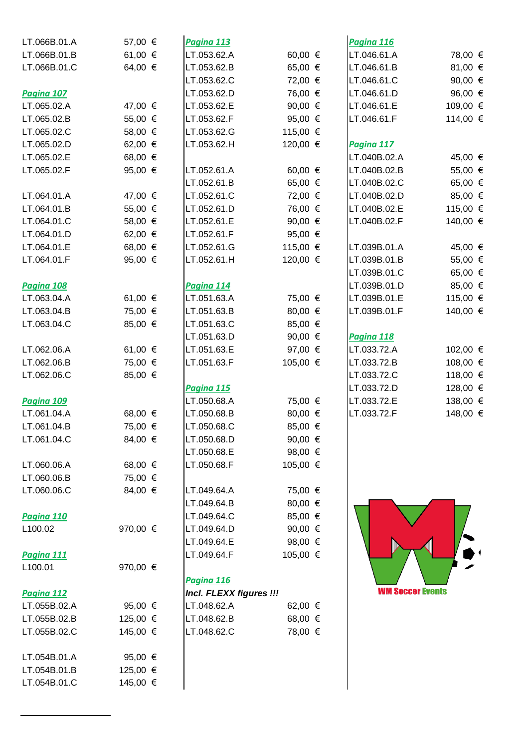| | |
|---|---|
| LT.066B.01.A | 57,00 € |
| LT.066B.01.B | 61,00 € |
| LT.066B.01.C | 64,00 € |

**Pagina 107**

| | |
|---|---|
| LT.065.02.A | 47,00 € |
| LT.065.02.B | 55,00 € |
| LT.065.02.C | 58,00 € |
| LT.065.02.D | 62,00 € |
| LT.065.02.E | 68,00 € |
| LT.065.02.F | 95,00 € |
| | |
| LT.064.01.A | 47,00 € |
| LT.064.01.B | 55,00 € |
| LT.064.01.C | 58,00 € |
| LT.064.01.D | 62,00 € |
| LT.064.01.E | 68,00 € |
| LT.064.01.F | 95,00 € |

**Pagina 108**

| | |
|---|---|
| LT.063.04.A | 61,00 € |
| LT.063.04.B | 75,00 € |
| LT.063.04.C | 85,00 € |
| | |
| LT.062.06.A | 61,00 € |
| LT.062.06.B | 75,00 € |
| LT.062.06.C | 85,00 € |

**Pagina 109**

| | |
|---|---|
| LT.061.04.A | 68,00 € |
| LT.061.04.B | 75,00 € |
| LT.061.04.C | 84,00 € |
| | |
| LT.060.06.A | 68,00 € |
| LT.060.06.B | 75,00 € |
| LT.060.06.C | 84,00 € |

**Pagina 110**

| | |
|---|---|
| L100.02 | 970,00 € |

**Pagina 111**

| | |
|---|---|
| L100.01 | 970,00 € |

**Pagina 112**

| | |
|---|---|
| LT.055B.02.A | 95,00 € |
| LT.055B.02.B | 125,00 € |
| LT.055B.02.C | 145,00 € |
| | |
| LT.054B.01.A | 95,00 € |
| LT.054B.01.B | 125,00 € |
| LT.054B.01.C | 145,00 € |

**Pagina 113**

| | |
|---|---|
| LT.053.62.A | 60,00 € |
| LT.053.62.B | 65,00 € |
| LT.053.62.C | 72,00 € |
| LT.053.62.D | 76,00 € |
| LT.053.62.E | 90,00 € |
| LT.053.62.F | 95,00 € |
| LT.053.62.G | 115,00 € |
| LT.053.62.H | 120,00 € |
| | |
| LT.052.61.A | 60,00 € |
| LT.052.61.B | 65,00 € |
| LT.052.61.C | 72,00 € |
| LT.052.61.D | 76,00 € |
| LT.052.61.E | 90,00 € |
| LT.052.61.F | 95,00 € |
| LT.052.61.G | 115,00 € |
| LT.052.61.H | 120,00 € |

**Pagina 114**

| | |
|---|---|
| LT.051.63.A | 75,00 € |
| LT.051.63.B | 80,00 € |
| LT.051.63.C | 85,00 € |
| LT.051.63.D | 90,00 € |
| LT.051.63.E | 97,00 € |
| LT.051.63.F | 105,00 € |

**Pagina 115**

| | |
|---|---|
| LT.050.68.A | 75,00 € |
| LT.050.68.B | 80,00 € |
| LT.050.68.C | 85,00 € |
| LT.050.68.D | 90,00 € |
| LT.050.68.E | 98,00 € |
| LT.050.68.F | 105,00 € |
| | |
| LT.049.64.A | 75,00 € |
| LT.049.64.B | 80,00 € |
| LT.049.64.C | 85,00 € |
| LT.049.64.D | 90,00 € |
| LT.049.64.E | 98,00 € |
| LT.049.64.F | 105,00 € |

**Pagina 116**

***Incl. FLEXX figures !!!***

| | |
|---|---|
| LT.048.62.A | 62,00 € |
| LT.048.62.B | 68,00 € |
| LT.048.62.C | 78,00 € |

**Pagina 116**

| | |
|---|---|
| LT.046.61.A | 78,00 € |
| LT.046.61.B | 81,00 € |
| LT.046.61.C | 90,00 € |
| LT.046.61.D | 96,00 € |
| LT.046.61.E | 109,00 € |
| LT.046.61.F | 114,00 € |

**Pagina 117**

| | |
|---|---|
| LT.040B.02.A | 45,00 € |
| LT.040B.02.B | 55,00 € |
| LT.040B.02.C | 65,00 € |
| LT.040B.02.D | 85,00 € |
| LT.040B.02.E | 115,00 € |
| LT.040B.02.F | 140,00 € |
| | |
| LT.039B.01.A | 45,00 € |
| LT.039B.01.B | 55,00 € |
| LT.039B.01.C | 65,00 € |
| LT.039B.01.D | 85,00 € |
| LT.039B.01.E | 115,00 € |
| LT.039B.01.F | 140,00 € |

**Pagina 118**

| | |
|---|---|
| LT.033.72.A | 102,00 € |
| LT.033.72.B | 108,00 € |
| LT.033.72.C | 118,00 € |
| LT.033.72.D | 128,00 € |
| LT.033.72.E | 138,00 € |
| LT.033.72.F | 148,00 € |

WM Soccer Events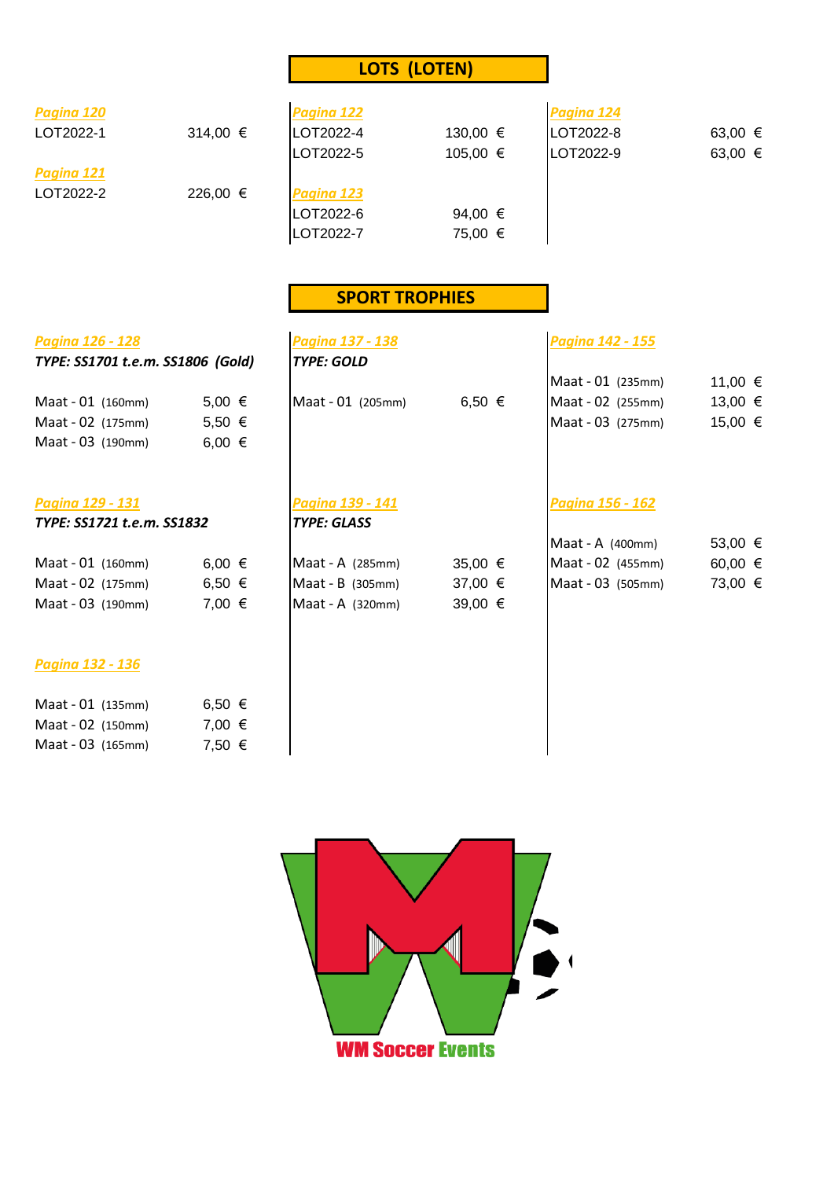## LOTS (LOTEN)

***Pagina 120***

| | |
|---|---|
| LOT2022-1 | 314,00 € |

***Pagina 121***

| | |
|---|---|
| LOT2022-2 | 226,00 € |

***Pagina 122***

| | |
|---|---|
| LOT2022-4 | 130,00 € |
| LOT2022-5 | 105,00 € |

***Pagina 123***

| | |
|---|---|
| LOT2022-6 | 94,00 € |
| LOT2022-7 | 75,00 € |

***Pagina 124***

| | |
|---|---|
| LOT2022-8 | 63,00 € |
| LOT2022-9 | 63,00 € |

## SPORT TROPHIES

***Pagina 126 - 128***

***TYPE: SS1701 t.e.m. SS1806 (Gold)***

| | |
|---|---|
| Maat - 01 (160mm) | 5,00 € |
| Maat - 02 (175mm) | 5,50 € |
| Maat - 03 (190mm) | 6,00 € |

***Pagina 129 - 131***

***TYPE: SS1721 t.e.m. SS1832***

| | |
|---|---|
| Maat - 01 (160mm) | 6,00 € |
| Maat - 02 (175mm) | 6,50 € |
| Maat - 03 (190mm) | 7,00 € |

***Pagina 132 - 136***

| | |
|---|---|
| Maat - 01 (135mm) | 6,50 € |
| Maat - 02 (150mm) | 7,00 € |
| Maat - 03 (165mm) | 7,50 € |

***Pagina 137 - 138***

***TYPE: GOLD***

| | |
|---|---|
| Maat - 01 (205mm) | 6,50 € |

***Pagina 139 - 141***

***TYPE: GLASS***

| | |
|---|---|
| Maat - A (285mm) | 35,00 € |
| Maat - B (305mm) | 37,00 € |
| Maat - A (320mm) | 39,00 € |

***Pagina 142 - 155***

| | |
|---|---|
| Maat - 01 (235mm) | 11,00 € |
| Maat - 02 (255mm) | 13,00 € |
| Maat - 03 (275mm) | 15,00 € |

***Pagina 156 - 162***

| | |
|---|---|
| Maat - A (400mm) | 53,00 € |
| Maat - 02 (455mm) | 60,00 € |
| Maat - 03 (505mm) | 73,00 € |

WM Soccer Events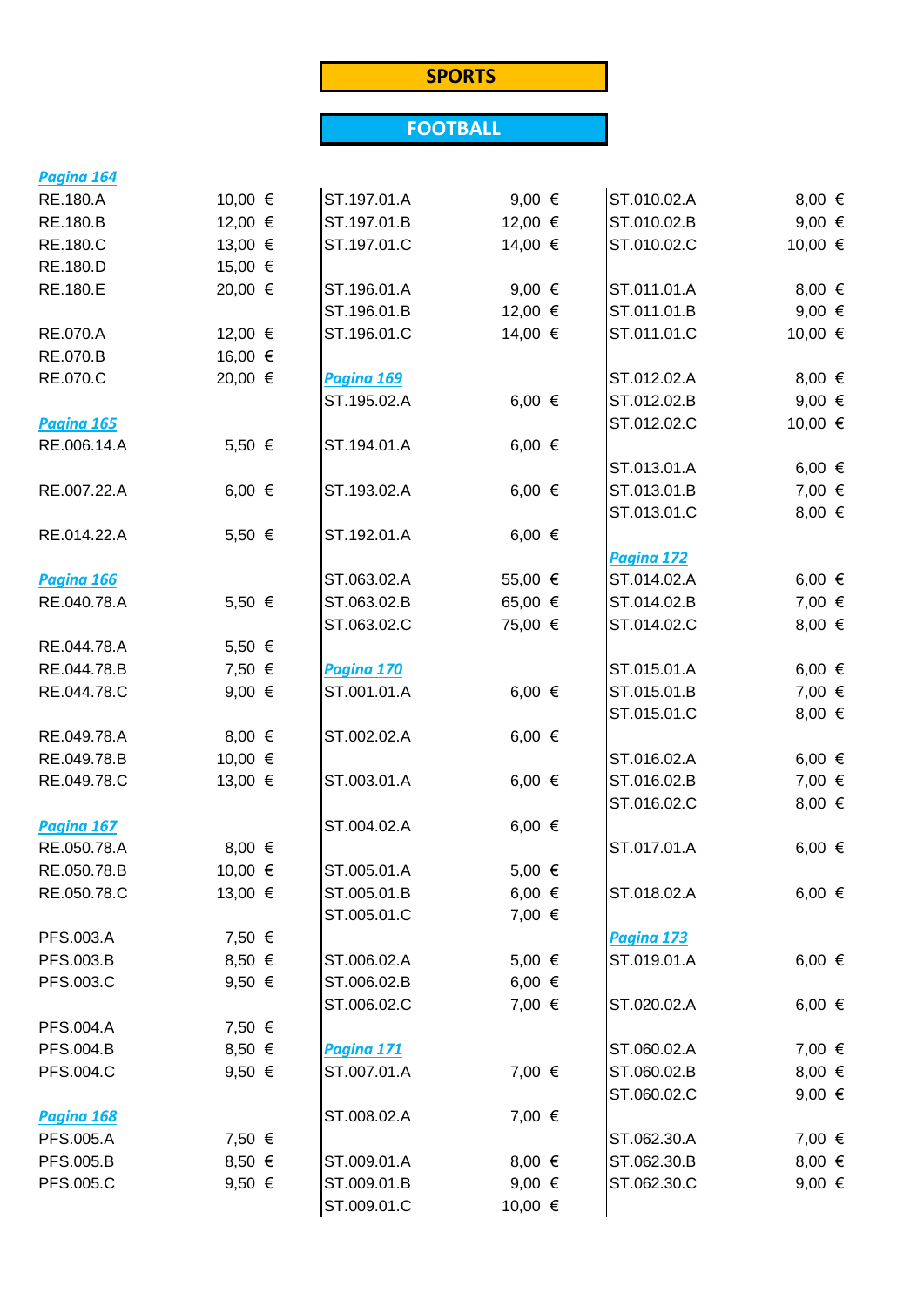# SPORTS

## FOOTBALL

*Pagina 164*

| | |
|---|---|
| RE.180.A | 10,00 € |
| RE.180.B | 12,00 € |
| RE.180.C | 13,00 € |
| RE.180.D | 15,00 € |
| RE.180.E | 20,00 € |
| | |
| RE.070.A | 12,00 € |
| RE.070.B | 16,00 € |
| RE.070.C | 20,00 € |

*Pagina 165*

| | |
|---|---|
| RE.006.14.A | 5,50 € |
| | |
| RE.007.22.A | 6,00 € |
| | |
| RE.014.22.A | 5,50 € |

*Pagina 166*

| | |
|---|---|
| RE.040.78.A | 5,50 € |
| | |
| RE.044.78.A | 5,50 € |
| RE.044.78.B | 7,50 € |
| RE.044.78.C | 9,00 € |
| | |
| RE.049.78.A | 8,00 € |
| RE.049.78.B | 10,00 € |
| RE.049.78.C | 13,00 € |

*Pagina 167*

| | |
|---|---|
| RE.050.78.A | 8,00 € |
| RE.050.78.B | 10,00 € |
| RE.050.78.C | 13,00 € |
| | |
| PFS.003.A | 7,50 € |
| PFS.003.B | 8,50 € |
| PFS.003.C | 9,50 € |
| | |
| PFS.004.A | 7,50 € |
| PFS.004.B | 8,50 € |
| PFS.004.C | 9,50 € |

*Pagina 168*

| | |
|---|---|
| PFS.005.A | 7,50 € |
| PFS.005.B | 8,50 € |
| PFS.005.C | 9,50 € |
| | |
| ST.197.01.A | 9,00 € |
| ST.197.01.B | 12,00 € |
| ST.197.01.C | 14,00 € |
| | |
| ST.196.01.A | 9,00 € |
| ST.196.01.B | 12,00 € |
| ST.196.01.C | 14,00 € |

*Pagina 169*

| | |
|---|---|
| ST.195.02.A | 6,00 € |
| | |
| ST.194.01.A | 6,00 € |
| | |
| ST.193.02.A | 6,00 € |
| | |
| ST.192.01.A | 6,00 € |
| | |
| ST.063.02.A | 55,00 € |
| ST.063.02.B | 65,00 € |
| ST.063.02.C | 75,00 € |

*Pagina 170*

| | |
|---|---|
| ST.001.01.A | 6,00 € |
| | |
| ST.002.02.A | 6,00 € |
| | |
| ST.003.01.A | 6,00 € |
| | |
| ST.004.02.A | 6,00 € |
| | |
| ST.005.01.A | 5,00 € |
| ST.005.01.B | 6,00 € |
| ST.005.01.C | 7,00 € |
| | |
| ST.006.02.A | 5,00 € |
| ST.006.02.B | 6,00 € |
| ST.006.02.C | 7,00 € |

*Pagina 171*

| | |
|---|---|
| ST.007.01.A | 7,00 € |
| | |
| ST.008.02.A | 7,00 € |
| | |
| ST.009.01.A | 8,00 € |
| ST.009.01.B | 9,00 € |
| ST.009.01.C | 10,00 € |
| | |
| ST.010.02.A | 8,00 € |
| ST.010.02.B | 9,00 € |
| ST.010.02.C | 10,00 € |
| | |
| ST.011.01.A | 8,00 € |
| ST.011.01.B | 9,00 € |
| ST.011.01.C | 10,00 € |
| | |
| ST.012.02.A | 8,00 € |
| ST.012.02.B | 9,00 € |
| ST.012.02.C | 10,00 € |
| | |
| ST.013.01.A | 6,00 € |
| ST.013.01.B | 7,00 € |
| ST.013.01.C | 8,00 € |

*Pagina 172*

| | |
|---|---|
| ST.014.02.A | 6,00 € |
| ST.014.02.B | 7,00 € |
| ST.014.02.C | 8,00 € |
| | |
| ST.015.01.A | 6,00 € |
| ST.015.01.B | 7,00 € |
| ST.015.01.C | 8,00 € |
| | |
| ST.016.02.A | 6,00 € |
| ST.016.02.B | 7,00 € |
| ST.016.02.C | 8,00 € |
| | |
| ST.017.01.A | 6,00 € |
| | |
| ST.018.02.A | 6,00 € |

*Pagina 173*

| | |
|---|---|
| ST.019.01.A | 6,00 € |
| | |
| ST.020.02.A | 6,00 € |
| | |
| ST.060.02.A | 7,00 € |
| ST.060.02.B | 8,00 € |
| ST.060.02.C | 9,00 € |
| | |
| ST.062.30.A | 7,00 € |
| ST.062.30.B | 8,00 € |
| ST.062.30.C | 9,00 € |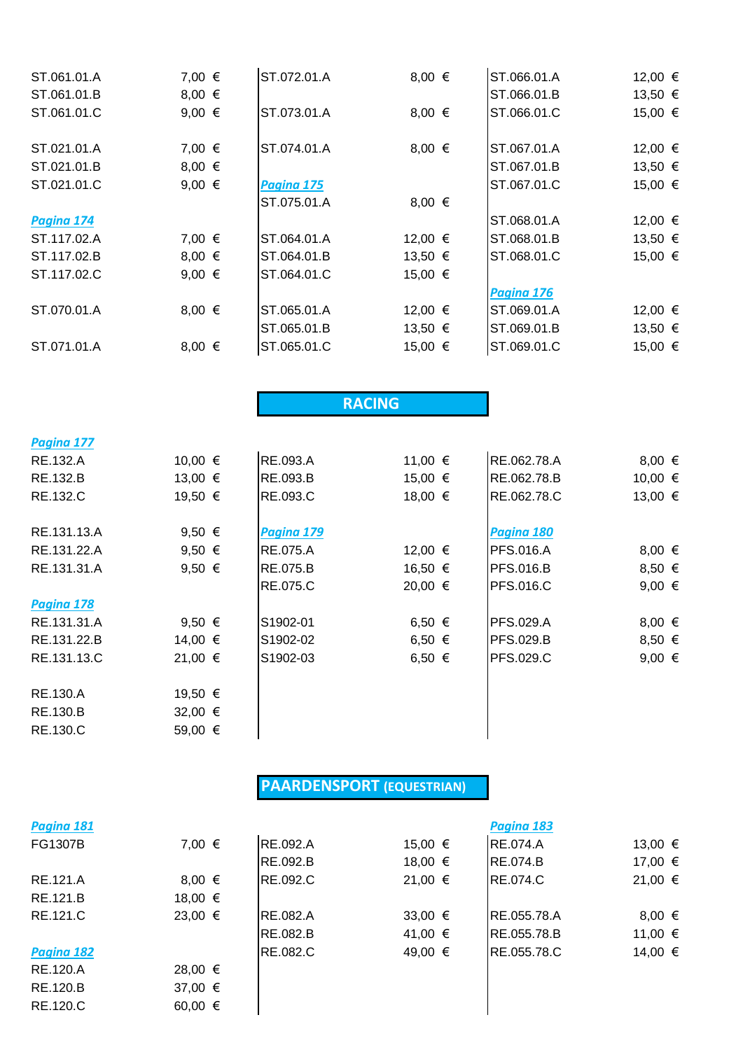ST.061.01.A 7,00 €
ST.061.01.B 8,00 €
ST.061.01.C 9,00 €

ST.021.01.A 7,00 €
ST.021.01.B 8,00 €
ST.021.01.C 9,00 €

*Pagina 174*

ST.117.02.A 7,00 €
ST.117.02.B 8,00 €
ST.117.02.C 9,00 €

ST.070.01.A 8,00 €

ST.071.01.A 8,00 €

ST.072.01.A 8,00 €

ST.073.01.A 8,00 €

ST.074.01.A 8,00 €

*Pagina 175*

ST.075.01.A 8,00 €

ST.064.01.A 12,00 €
ST.064.01.B 13,50 €
ST.064.01.C 15,00 €

ST.065.01.A 12,00 €
ST.065.01.B 13,50 €
ST.065.01.C 15,00 €

ST.066.01.A 12,00 €
ST.066.01.B 13,50 €
ST.066.01.C 15,00 €

ST.067.01.A 12,00 €
ST.067.01.B 13,50 €
ST.067.01.C 15,00 €

ST.068.01.A 12,00 €
ST.068.01.B 13,50 €
ST.068.01.C 15,00 €

*Pagina 176*

ST.069.01.A 12,00 €
ST.069.01.B 13,50 €
ST.069.01.C 15,00 €

## RACING

*Pagina 177*

RE.132.A 10,00 €
RE.132.B 13,00 €
RE.132.C 19,50 €

RE.131.13.A 9,50 €
RE.131.22.A 9,50 €
RE.131.31.A 9,50 €

*Pagina 178*

RE.131.31.A 9,50 €
RE.131.22.B 14,00 €
RE.131.13.C 21,00 €

RE.130.A 19,50 €
RE.130.B 32,00 €
RE.130.C 59,00 €

RE.093.A 11,00 €
RE.093.B 15,00 €
RE.093.C 18,00 €

*Pagina 179*

RE.075.A 12,00 €
RE.075.B 16,50 €
RE.075.C 20,00 €

S1902-01 6,50 €
S1902-02 6,50 €
S1902-03 6,50 €

RE.062.78.A 8,00 €
RE.062.78.B 10,00 €
RE.062.78.C 13,00 €

*Pagina 180*

PFS.016.A 8,00 €
PFS.016.B 8,50 €
PFS.016.C 9,00 €

PFS.029.A 8,00 €
PFS.029.B 8,50 €
PFS.029.C 9,00 €

## PAARDENSPORT (EQUESTRIAN)

*Pagina 181*

FG1307B 7,00 €

RE.121.A 8,00 €
RE.121.B 18,00 €
RE.121.C 23,00 €

*Pagina 182*

RE.120.A 28,00 €
RE.120.B 37,00 €
RE.120.C 60,00 €

RE.092.A 15,00 €
RE.092.B 18,00 €
RE.092.C 21,00 €

RE.082.A 33,00 €
RE.082.B 41,00 €
RE.082.C 49,00 €

*Pagina 183*

RE.074.A 13,00 €
RE.074.B 17,00 €
RE.074.C 21,00 €

RE.055.78.A 8,00 €
RE.055.78.B 11,00 €
RE.055.78.C 14,00 €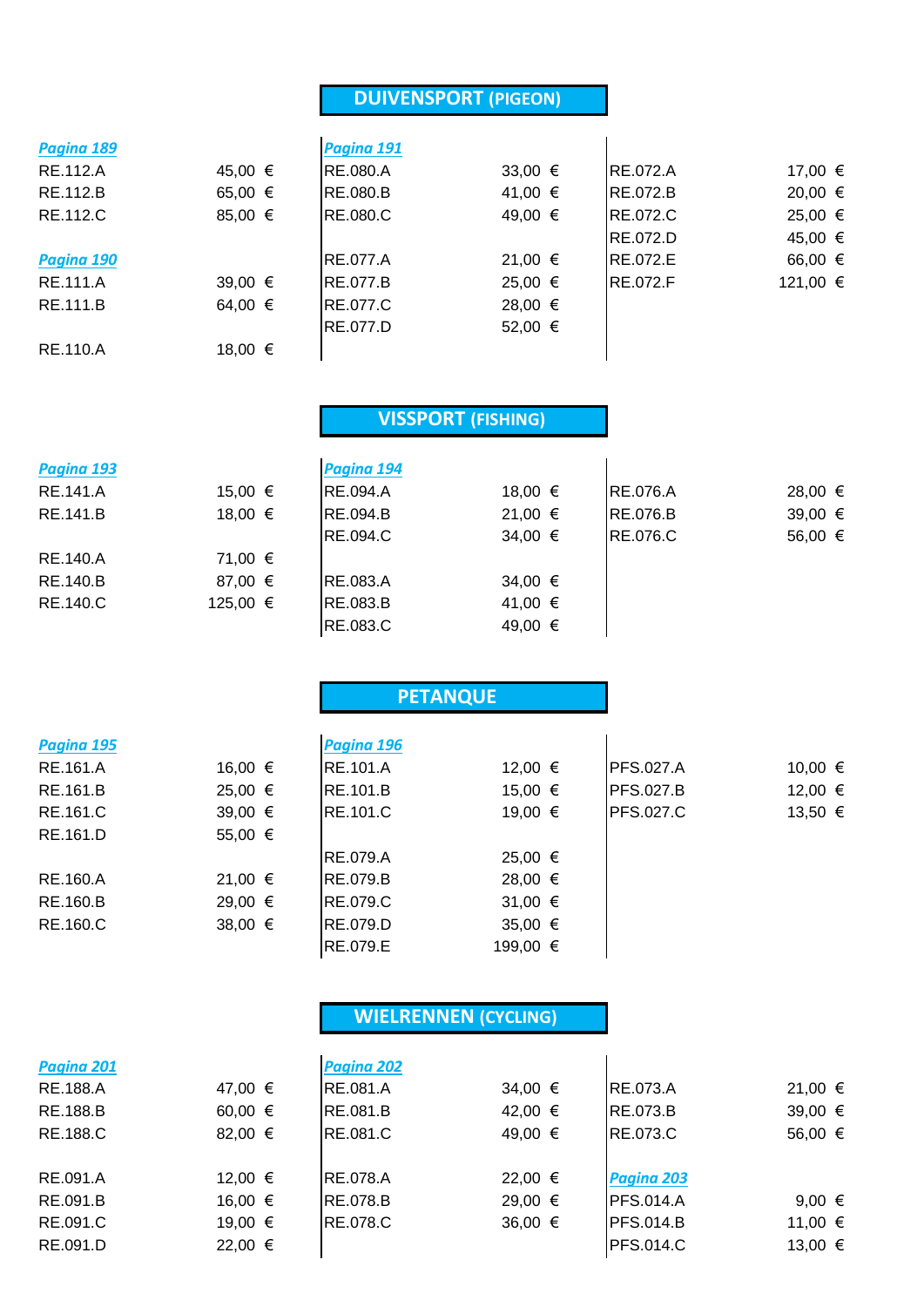## DUIVENSPORT (PIGEON)

| | | | | | |
|---|---|---|---|---|---|
| *Pagina 189* | | *Pagina 191* | | | |
| RE.112.A | 45,00 € | RE.080.A | 33,00 € | RE.072.A | 17,00 € |
| RE.112.B | 65,00 € | RE.080.B | 41,00 € | RE.072.B | 20,00 € |
| RE.112.C | 85,00 € | RE.080.C | 49,00 € | RE.072.C | 25,00 € |
| | | | | RE.072.D | 45,00 € |
| *Pagina 190* | | RE.077.A | 21,00 € | RE.072.E | 66,00 € |
| RE.111.A | 39,00 € | RE.077.B | 25,00 € | RE.072.F | 121,00 € |
| RE.111.B | 64,00 € | RE.077.C | 28,00 € | | |
| | | RE.077.D | 52,00 € | | |
| RE.110.A | 18,00 € | | | | |

## VISSPORT (FISHING)

| | | | | | |
|---|---|---|---|---|---|
| *Pagina 193* | | *Pagina 194* | | | |
| RE.141.A | 15,00 € | RE.094.A | 18,00 € | RE.076.A | 28,00 € |
| RE.141.B | 18,00 € | RE.094.B | 21,00 € | RE.076.B | 39,00 € |
| | | RE.094.C | 34,00 € | RE.076.C | 56,00 € |
| RE.140.A | 71,00 € | | | | |
| RE.140.B | 87,00 € | RE.083.A | 34,00 € | | |
| RE.140.C | 125,00 € | RE.083.B | 41,00 € | | |
| | | RE.083.C | 49,00 € | | |

## PETANQUE

| | | | | | |
|---|---|---|---|---|---|
| *Pagina 195* | | *Pagina 196* | | | |
| RE.161.A | 16,00 € | RE.101.A | 12,00 € | PFS.027.A | 10,00 € |
| RE.161.B | 25,00 € | RE.101.B | 15,00 € | PFS.027.B | 12,00 € |
| RE.161.C | 39,00 € | RE.101.C | 19,00 € | PFS.027.C | 13,50 € |
| RE.161.D | 55,00 € | | | | |
| | | RE.079.A | 25,00 € | | |
| RE.160.A | 21,00 € | RE.079.B | 28,00 € | | |
| RE.160.B | 29,00 € | RE.079.C | 31,00 € | | |
| RE.160.C | 38,00 € | RE.079.D | 35,00 € | | |
| | | RE.079.E | 199,00 € | | |

## WIELRENNEN (CYCLING)

| | | | | | |
|---|---|---|---|---|---|
| *Pagina 201* | | *Pagina 202* | | | |
| RE.188.A | 47,00 € | RE.081.A | 34,00 € | RE.073.A | 21,00 € |
| RE.188.B | 60,00 € | RE.081.B | 42,00 € | RE.073.B | 39,00 € |
| RE.188.C | 82,00 € | RE.081.C | 49,00 € | RE.073.C | 56,00 € |
| | | | | | |
| RE.091.A | 12,00 € | RE.078.A | 22,00 € | *Pagina 203* | |
| RE.091.B | 16,00 € | RE.078.B | 29,00 € | PFS.014.A | 9,00 € |
| RE.091.C | 19,00 € | RE.078.C | 36,00 € | PFS.014.B | 11,00 € |
| RE.091.D | 22,00 € | | | PFS.014.C | 13,00 € |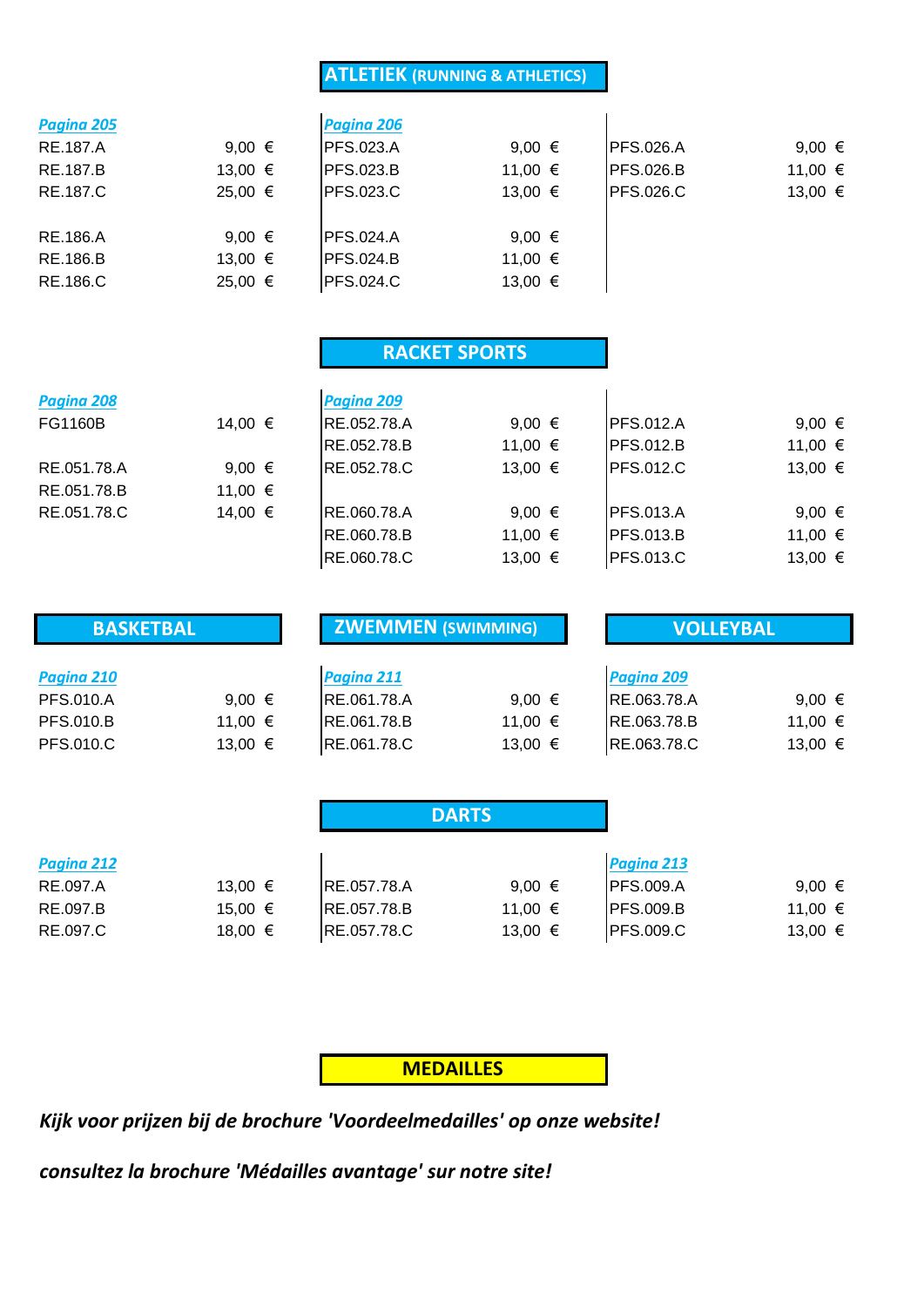## ATLETIEK (RUNNING & ATHLETICS)

| *Pagina 205* | | *Pagina 206* | | | |
|---|---|---|---|---|---|
| RE.187.A | 9,00 € | PFS.023.A | 9,00 € | PFS.026.A | 9,00 € |
| RE.187.B | 13,00 € | PFS.023.B | 11,00 € | PFS.026.B | 11,00 € |
| RE.187.C | 25,00 € | PFS.023.C | 13,00 € | PFS.026.C | 13,00 € |
| | | | | | |
| RE.186.A | 9,00 € | PFS.024.A | 9,00 € | | |
| RE.186.B | 13,00 € | PFS.024.B | 11,00 € | | |
| RE.186.C | 25,00 € | PFS.024.C | 13,00 € | | |

## RACKET SPORTS

| *Pagina 208* | | *Pagina 209* | | | |
|---|---|---|---|---|---|
| FG1160B | 14,00 € | RE.052.78.A | 9,00 € | PFS.012.A | 9,00 € |
| | | RE.052.78.B | 11,00 € | PFS.012.B | 11,00 € |
| RE.051.78.A | 9,00 € | RE.052.78.C | 13,00 € | PFS.012.C | 13,00 € |
| RE.051.78.B | 11,00 € | | | | |
| RE.051.78.C | 14,00 € | RE.060.78.A | 9,00 € | PFS.013.A | 9,00 € |
| | | RE.060.78.B | 11,00 € | PFS.013.B | 11,00 € |
| | | RE.060.78.C | 13,00 € | PFS.013.C | 13,00 € |

## BASKETBAL / ZWEMMEN (SWIMMING) / VOLLEYBAL

| BASKETBAL | | ZWEMMEN (SWIMMING) | | VOLLEYBAL | |
|---|---|---|---|---|---|
| *Pagina 210* | | *Pagina 211* | | *Pagina 209* | |
| PFS.010.A | 9,00 € | RE.061.78.A | 9,00 € | RE.063.78.A | 9,00 € |
| PFS.010.B | 11,00 € | RE.061.78.B | 11,00 € | RE.063.78.B | 11,00 € |
| PFS.010.C | 13,00 € | RE.061.78.C | 13,00 € | RE.063.78.C | 13,00 € |

## DARTS

| *Pagina 212* | | | | *Pagina 213* | |
|---|---|---|---|---|---|
| RE.097.A | 13,00 € | RE.057.78.A | 9,00 € | PFS.009.A | 9,00 € |
| RE.097.B | 15,00 € | RE.057.78.B | 11,00 € | PFS.009.B | 11,00 € |
| RE.097.C | 18,00 € | RE.057.78.C | 13,00 € | PFS.009.C | 13,00 € |

## MEDAILLES

***Kijk voor prijzen bij de brochure 'Voordeelmedailles' op onze website!***

***consultez la brochure 'Médailles avantage' sur notre site!***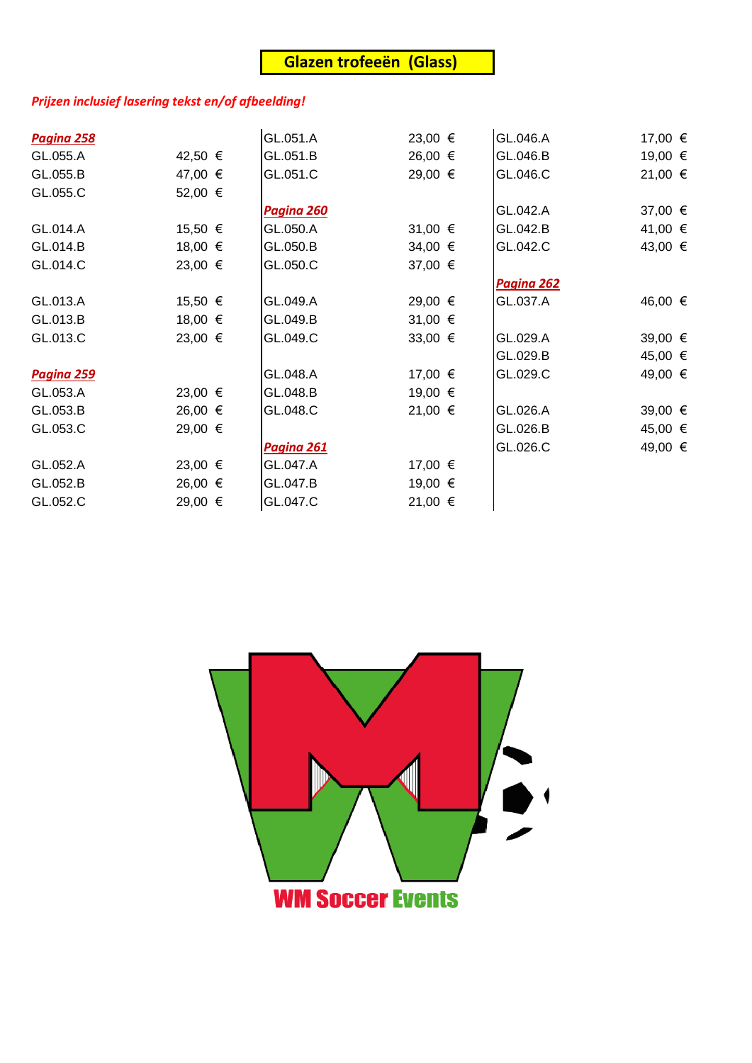# Glazen trofeeën (Glass)

*Prijzen inclusief lasering tekst en/of afbeelding!*

| | | | | | |
|---|---|---|---|---|---|
| ***Pagina 258*** | | GL.051.A | 23,00 € | GL.046.A | 17,00 € |
| GL.055.A | 42,50 € | GL.051.B | 26,00 € | GL.046.B | 19,00 € |
| GL.055.B | 47,00 € | GL.051.C | 29,00 € | GL.046.C | 21,00 € |
| GL.055.C | 52,00 € | | | | |
| | | ***Pagina 260*** | | GL.042.A | 37,00 € |
| GL.014.A | 15,50 € | GL.050.A | 31,00 € | GL.042.B | 41,00 € |
| GL.014.B | 18,00 € | GL.050.B | 34,00 € | GL.042.C | 43,00 € |
| GL.014.C | 23,00 € | GL.050.C | 37,00 € | | |
| | | | | ***Pagina 262*** | |
| GL.013.A | 15,50 € | GL.049.A | 29,00 € | GL.037.A | 46,00 € |
| GL.013.B | 18,00 € | GL.049.B | 31,00 € | | |
| GL.013.C | 23,00 € | GL.049.C | 33,00 € | GL.029.A | 39,00 € |
| | | | | GL.029.B | 45,00 € |
| ***Pagina 259*** | | GL.048.A | 17,00 € | GL.029.C | 49,00 € |
| GL.053.A | 23,00 € | GL.048.B | 19,00 € | | |
| GL.053.B | 26,00 € | GL.048.C | 21,00 € | GL.026.A | 39,00 € |
| GL.053.C | 29,00 € | | | GL.026.B | 45,00 € |
| | | ***Pagina 261*** | | GL.026.C | 49,00 € |
| GL.052.A | 23,00 € | GL.047.A | 17,00 € | | |
| GL.052.B | 26,00 € | GL.047.B | 19,00 € | | |
| GL.052.C | 29,00 € | GL.047.C | 21,00 € | | |

WM Soccer Events